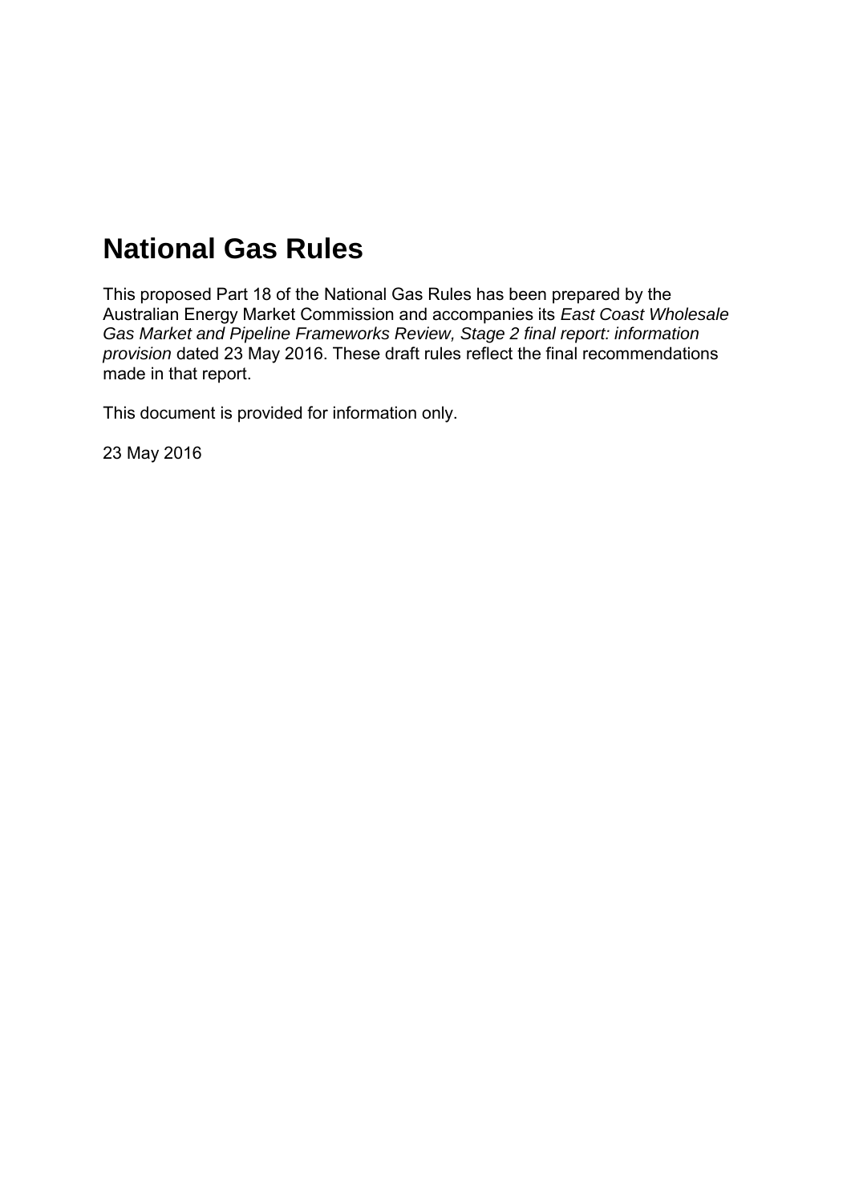# National Gas Rules

This proposed Part 18 of the National Gas Rules has been prepared by the Australian Energy Market Commission and accompanies its *East Coast Wholesale Gas Market and Pipeline Frameworks Review, Stage 2 final report: information provision* dated 23 May 2016. These draft rules reflect the final recommendations made in that report.

This document is provided for information only.

23 May 2016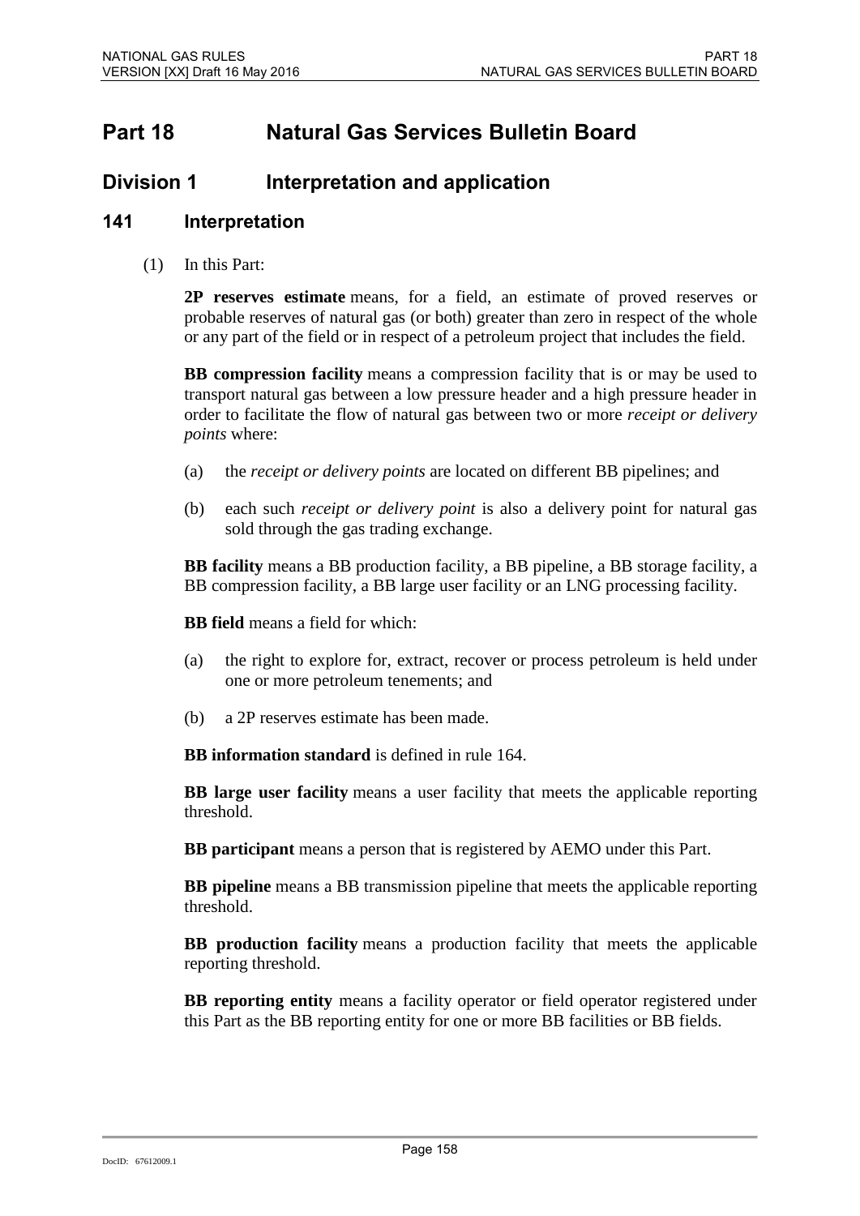# Part 18 Natural Gas Services Bulletin Board

## Division 1 Interpretation and application

### 141 Interpretation

(1) In this Part:

**2P reserves estimate** means, for a field, an estimate of proved reserves or probable reserves of natural gas (or both) greater than zero in respect of the whole or any part of the field or in respect of a petroleum project that includes the field.

**BB compression facility** means a compression facility that is or may be used to transport natural gas between a low pressure header and a high pressure header in order to facilitate the flow of natural gas between two or more *receipt or delivery points* where:

(a) the *receipt or delivery points* are located on different BB pipelines; and

(b) each such *receipt or delivery point* is also a delivery point for natural gas sold through the gas trading exchange.

**BB facility** means a BB production facility, a BB pipeline, a BB storage facility, a BB compression facility, a BB large user facility or an LNG processing facility.

**BB field** means a field for which:

(a) the right to explore for, extract, recover or process petroleum is held under one or more petroleum tenements; and

(b) a 2P reserves estimate has been made.

**BB information standard** is defined in rule 164.

**BB large user facility** means a user facility that meets the applicable reporting threshold.

**BB participant** means a person that is registered by AEMO under this Part.

**BB pipeline** means a BB transmission pipeline that meets the applicable reporting threshold.

**BB production facility** means a production facility that meets the applicable reporting threshold.

**BB reporting entity** means a facility operator or field operator registered under this Part as the BB reporting entity for one or more BB facilities or BB fields.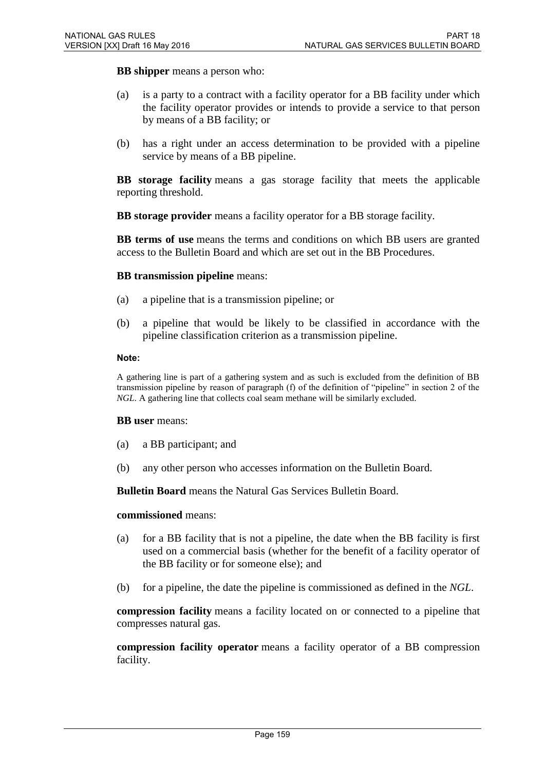**BB shipper** means a person who:

(a) is a party to a contract with a facility operator for a BB facility under which the facility operator provides or intends to provide a service to that person by means of a BB facility; or

(b) has a right under an access determination to be provided with a pipeline service by means of a BB pipeline.

**BB storage facility** means a gas storage facility that meets the applicable reporting threshold.

**BB storage provider** means a facility operator for a BB storage facility.

**BB terms of use** means the terms and conditions on which BB users are granted access to the Bulletin Board and which are set out in the BB Procedures.

**BB transmission pipeline** means:

(a) a pipeline that is a transmission pipeline; or

(b) a pipeline that would be likely to be classified in accordance with the pipeline classification criterion as a transmission pipeline.

**Note:**

A gathering line is part of a gathering system and as such is excluded from the definition of BB transmission pipeline by reason of paragraph (f) of the definition of "pipeline" in section 2 of the *NGL*. A gathering line that collects coal seam methane will be similarly excluded.

**BB user** means:

(a) a BB participant; and

(b) any other person who accesses information on the Bulletin Board.

**Bulletin Board** means the Natural Gas Services Bulletin Board.

**commissioned** means:

(a) for a BB facility that is not a pipeline, the date when the BB facility is first used on a commercial basis (whether for the benefit of a facility operator of the BB facility or for someone else); and

(b) for a pipeline, the date the pipeline is commissioned as defined in the *NGL*.

**compression facility** means a facility located on or connected to a pipeline that compresses natural gas.

**compression facility operator** means a facility operator of a BB compression facility.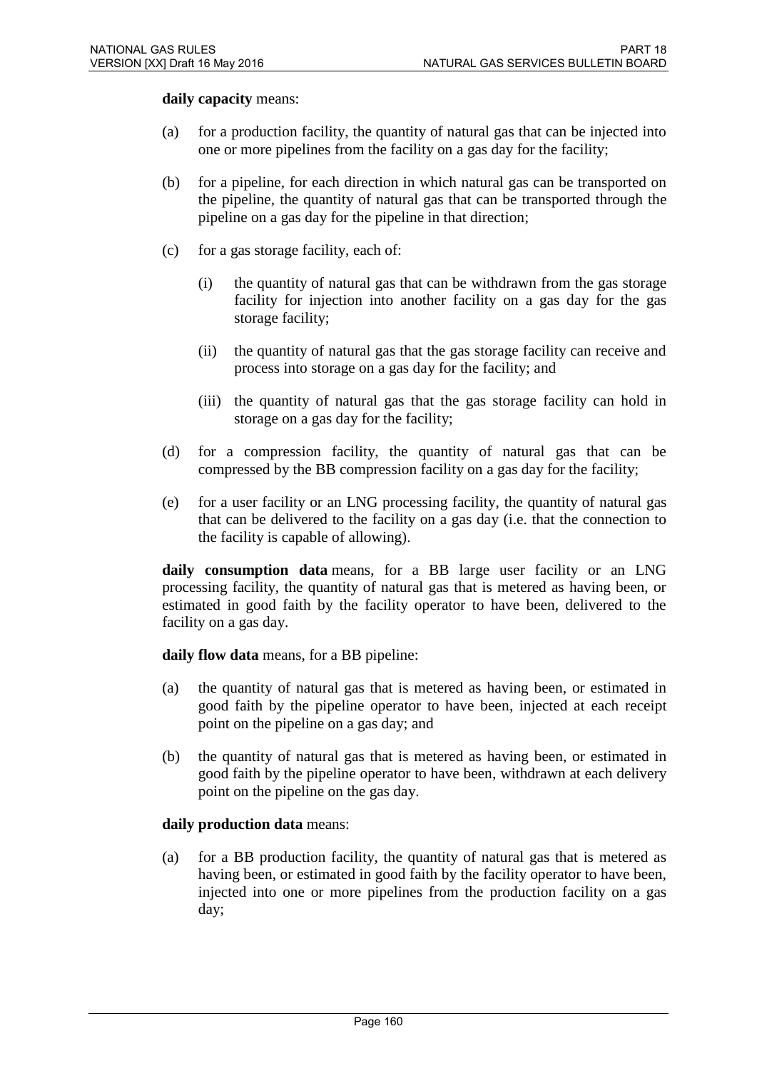**daily capacity** means:

(a) for a production facility, the quantity of natural gas that can be injected into one or more pipelines from the facility on a gas day for the facility;

(b) for a pipeline, for each direction in which natural gas can be transported on the pipeline, the quantity of natural gas that can be transported through the pipeline on a gas day for the pipeline in that direction;

(c) for a gas storage facility, each of:

 (i) the quantity of natural gas that can be withdrawn from the gas storage facility for injection into another facility on a gas day for the gas storage facility;

 (ii) the quantity of natural gas that the gas storage facility can receive and process into storage on a gas day for the facility; and

 (iii) the quantity of natural gas that the gas storage facility can hold in storage on a gas day for the facility;

(d) for a compression facility, the quantity of natural gas that can be compressed by the BB compression facility on a gas day for the facility;

(e) for a user facility or an LNG processing facility, the quantity of natural gas that can be delivered to the facility on a gas day (i.e. that the connection to the facility is capable of allowing).

**daily consumption data** means, for a BB large user facility or an LNG processing facility, the quantity of natural gas that is metered as having been, or estimated in good faith by the facility operator to have been, delivered to the facility on a gas day.

**daily flow data** means, for a BB pipeline:

(a) the quantity of natural gas that is metered as having been, or estimated in good faith by the pipeline operator to have been, injected at each receipt point on the pipeline on a gas day; and

(b) the quantity of natural gas that is metered as having been, or estimated in good faith by the pipeline operator to have been, withdrawn at each delivery point on the pipeline on the gas day.

**daily production data** means:

(a) for a BB production facility, the quantity of natural gas that is metered as having been, or estimated in good faith by the facility operator to have been, injected into one or more pipelines from the production facility on a gas day;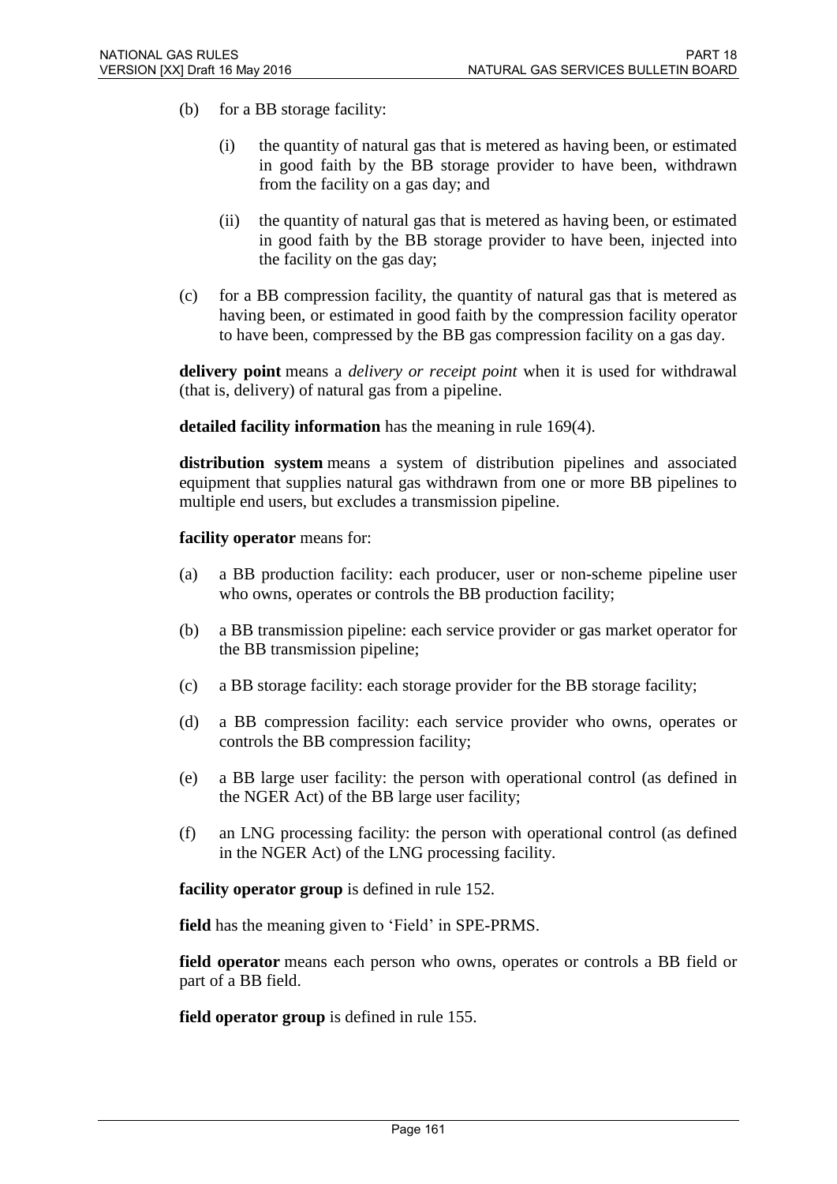(b) for a BB storage facility:

   (i) the quantity of natural gas that is metered as having been, or estimated in good faith by the BB storage provider to have been, withdrawn from the facility on a gas day; and

   (ii) the quantity of natural gas that is metered as having been, or estimated in good faith by the BB storage provider to have been, injected into the facility on the gas day;

(c) for a BB compression facility, the quantity of natural gas that is metered as having been, or estimated in good faith by the compression facility operator to have been, compressed by the BB gas compression facility on a gas day.

**delivery point** means a *delivery or receipt point* when it is used for withdrawal (that is, delivery) of natural gas from a pipeline.

**detailed facility information** has the meaning in rule 169(4).

**distribution system** means a system of distribution pipelines and associated equipment that supplies natural gas withdrawn from one or more BB pipelines to multiple end users, but excludes a transmission pipeline.

**facility operator** means for:

(a) a BB production facility: each producer, user or non-scheme pipeline user who owns, operates or controls the BB production facility;

(b) a BB transmission pipeline: each service provider or gas market operator for the BB transmission pipeline;

(c) a BB storage facility: each storage provider for the BB storage facility;

(d) a BB compression facility: each service provider who owns, operates or controls the BB compression facility;

(e) a BB large user facility: the person with operational control (as defined in the NGER Act) of the BB large user facility;

(f) an LNG processing facility: the person with operational control (as defined in the NGER Act) of the LNG processing facility.

**facility operator group** is defined in rule 152.

**field** has the meaning given to 'Field' in SPE-PRMS.

**field operator** means each person who owns, operates or controls a BB field or part of a BB field.

**field operator group** is defined in rule 155.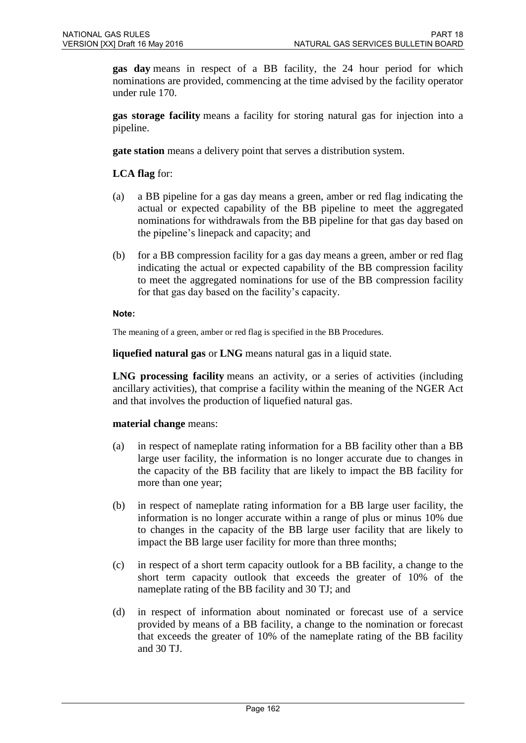**gas day** means in respect of a BB facility, the 24 hour period for which nominations are provided, commencing at the time advised by the facility operator under rule 170.

**gas storage facility** means a facility for storing natural gas for injection into a pipeline.

**gate station** means a delivery point that serves a distribution system.

**LCA flag** for:

(a) a BB pipeline for a gas day means a green, amber or red flag indicating the actual or expected capability of the BB pipeline to meet the aggregated nominations for withdrawals from the BB pipeline for that gas day based on the pipeline's linepack and capacity; and

(b) for a BB compression facility for a gas day means a green, amber or red flag indicating the actual or expected capability of the BB compression facility to meet the aggregated nominations for use of the BB compression facility for that gas day based on the facility's capacity.

**Note:**

The meaning of a green, amber or red flag is specified in the BB Procedures.

**liquefied natural gas** or **LNG** means natural gas in a liquid state.

**LNG processing facility** means an activity, or a series of activities (including ancillary activities), that comprise a facility within the meaning of the NGER Act and that involves the production of liquefied natural gas.

**material change** means:

(a) in respect of nameplate rating information for a BB facility other than a BB large user facility, the information is no longer accurate due to changes in the capacity of the BB facility that are likely to impact the BB facility for more than one year;

(b) in respect of nameplate rating information for a BB large user facility, the information is no longer accurate within a range of plus or minus 10% due to changes in the capacity of the BB large user facility that are likely to impact the BB large user facility for more than three months;

(c) in respect of a short term capacity outlook for a BB facility, a change to the short term capacity outlook that exceeds the greater of 10% of the nameplate rating of the BB facility and 30 TJ; and

(d) in respect of information about nominated or forecast use of a service provided by means of a BB facility, a change to the nomination or forecast that exceeds the greater of 10% of the nameplate rating of the BB facility and 30 TJ.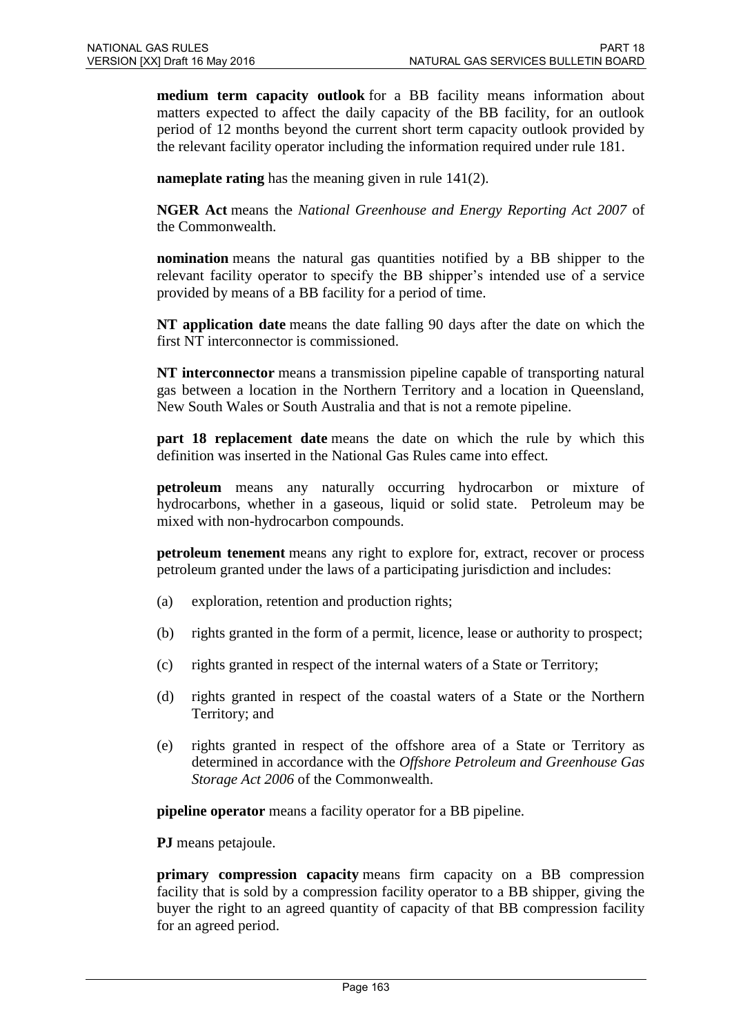**medium term capacity outlook** for a BB facility means information about matters expected to affect the daily capacity of the BB facility, for an outlook period of 12 months beyond the current short term capacity outlook provided by the relevant facility operator including the information required under rule 181.

**nameplate rating** has the meaning given in rule 141(2).

**NGER Act** means the *National Greenhouse and Energy Reporting Act 2007* of the Commonwealth.

**nomination** means the natural gas quantities notified by a BB shipper to the relevant facility operator to specify the BB shipper's intended use of a service provided by means of a BB facility for a period of time.

**NT application date** means the date falling 90 days after the date on which the first NT interconnector is commissioned.

**NT interconnector** means a transmission pipeline capable of transporting natural gas between a location in the Northern Territory and a location in Queensland, New South Wales or South Australia and that is not a remote pipeline.

**part 18 replacement date** means the date on which the rule by which this definition was inserted in the National Gas Rules came into effect.

**petroleum** means any naturally occurring hydrocarbon or mixture of hydrocarbons, whether in a gaseous, liquid or solid state. Petroleum may be mixed with non-hydrocarbon compounds.

**petroleum tenement** means any right to explore for, extract, recover or process petroleum granted under the laws of a participating jurisdiction and includes:

(a) exploration, retention and production rights;

(b) rights granted in the form of a permit, licence, lease or authority to prospect;

(c) rights granted in respect of the internal waters of a State or Territory;

(d) rights granted in respect of the coastal waters of a State or the Northern Territory; and

(e) rights granted in respect of the offshore area of a State or Territory as determined in accordance with the *Offshore Petroleum and Greenhouse Gas Storage Act 2006* of the Commonwealth.

**pipeline operator** means a facility operator for a BB pipeline.

**PJ** means petajoule.

**primary compression capacity** means firm capacity on a BB compression facility that is sold by a compression facility operator to a BB shipper, giving the buyer the right to an agreed quantity of capacity of that BB compression facility for an agreed period.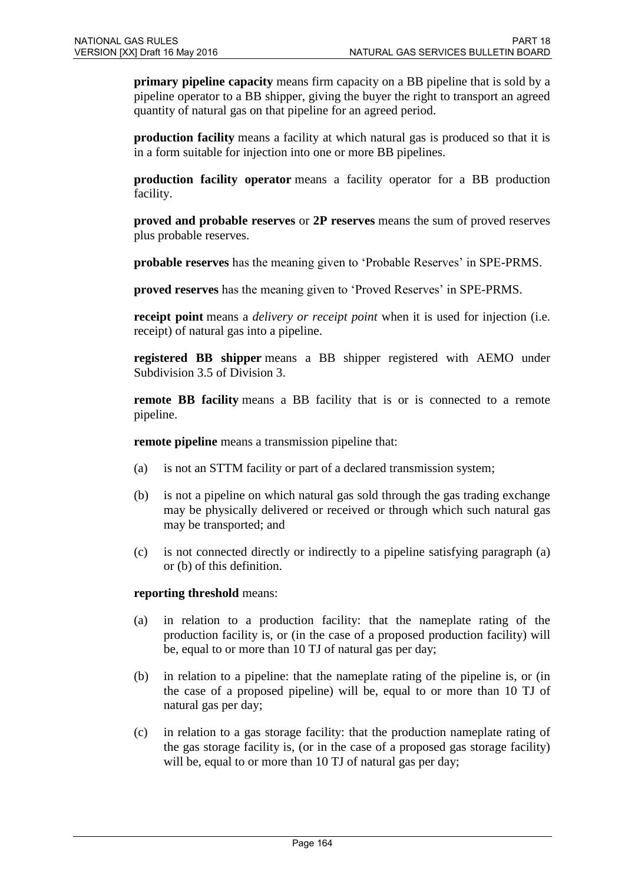**primary pipeline capacity** means firm capacity on a BB pipeline that is sold by a pipeline operator to a BB shipper, giving the buyer the right to transport an agreed quantity of natural gas on that pipeline for an agreed period.

**production facility** means a facility at which natural gas is produced so that it is in a form suitable for injection into one or more BB pipelines.

**production facility operator** means a facility operator for a BB production facility.

**proved and probable reserves** or **2P reserves** means the sum of proved reserves plus probable reserves.

**probable reserves** has the meaning given to 'Probable Reserves' in SPE-PRMS.

**proved reserves** has the meaning given to 'Proved Reserves' in SPE-PRMS.

**receipt point** means a *delivery or receipt point* when it is used for injection (i.e. receipt) of natural gas into a pipeline.

**registered BB shipper** means a BB shipper registered with AEMO under Subdivision 3.5 of Division 3.

**remote BB facility** means a BB facility that is or is connected to a remote pipeline.

**remote pipeline** means a transmission pipeline that:

(a) is not an STTM facility or part of a declared transmission system;

(b) is not a pipeline on which natural gas sold through the gas trading exchange may be physically delivered or received or through which such natural gas may be transported; and

(c) is not connected directly or indirectly to a pipeline satisfying paragraph (a) or (b) of this definition.

**reporting threshold** means:

(a) in relation to a production facility: that the nameplate rating of the production facility is, or (in the case of a proposed production facility) will be, equal to or more than 10 TJ of natural gas per day;

(b) in relation to a pipeline: that the nameplate rating of the pipeline is, or (in the case of a proposed pipeline) will be, equal to or more than 10 TJ of natural gas per day;

(c) in relation to a gas storage facility: that the production nameplate rating of the gas storage facility is, (or in the case of a proposed gas storage facility) will be, equal to or more than 10 TJ of natural gas per day;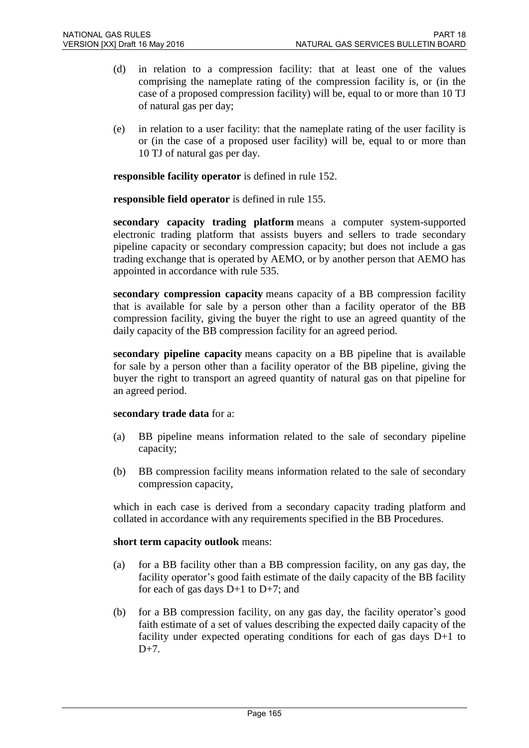(d) in relation to a compression facility: that at least one of the values comprising the nameplate rating of the compression facility is, or (in the case of a proposed compression facility) will be, equal to or more than 10 TJ of natural gas per day;

(e) in relation to a user facility: that the nameplate rating of the user facility is or (in the case of a proposed user facility) will be, equal to or more than 10 TJ of natural gas per day.

**responsible facility operator** is defined in rule 152.

**responsible field operator** is defined in rule 155.

**secondary capacity trading platform** means a computer system-supported electronic trading platform that assists buyers and sellers to trade secondary pipeline capacity or secondary compression capacity; but does not include a gas trading exchange that is operated by AEMO, or by another person that AEMO has appointed in accordance with rule 535.

**secondary compression capacity** means capacity of a BB compression facility that is available for sale by a person other than a facility operator of the BB compression facility, giving the buyer the right to use an agreed quantity of the daily capacity of the BB compression facility for an agreed period.

**secondary pipeline capacity** means capacity on a BB pipeline that is available for sale by a person other than a facility operator of the BB pipeline, giving the buyer the right to transport an agreed quantity of natural gas on that pipeline for an agreed period.

**secondary trade data** for a:

(a) BB pipeline means information related to the sale of secondary pipeline capacity;

(b) BB compression facility means information related to the sale of secondary compression capacity,

which in each case is derived from a secondary capacity trading platform and collated in accordance with any requirements specified in the BB Procedures.

**short term capacity outlook** means:

(a) for a BB facility other than a BB compression facility, on any gas day, the facility operator's good faith estimate of the daily capacity of the BB facility for each of gas days D+1 to D+7; and

(b) for a BB compression facility, on any gas day, the facility operator's good faith estimate of a set of values describing the expected daily capacity of the facility under expected operating conditions for each of gas days D+1 to D+7.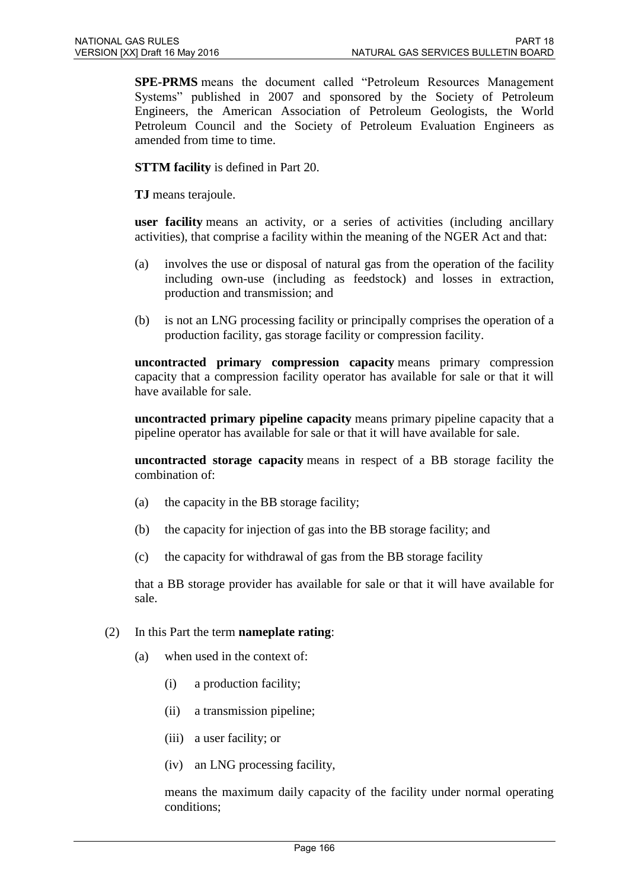**SPE-PRMS** means the document called "Petroleum Resources Management Systems" published in 2007 and sponsored by the Society of Petroleum Engineers, the American Association of Petroleum Geologists, the World Petroleum Council and the Society of Petroleum Evaluation Engineers as amended from time to time.

**STTM facility** is defined in Part 20.

**TJ** means terajoule.

**user facility** means an activity, or a series of activities (including ancillary activities), that comprise a facility within the meaning of the NGER Act and that:

(a) involves the use or disposal of natural gas from the operation of the facility including own-use (including as feedstock) and losses in extraction, production and transmission; and

(b) is not an LNG processing facility or principally comprises the operation of a production facility, gas storage facility or compression facility.

**uncontracted primary compression capacity** means primary compression capacity that a compression facility operator has available for sale or that it will have available for sale.

**uncontracted primary pipeline capacity** means primary pipeline capacity that a pipeline operator has available for sale or that it will have available for sale.

**uncontracted storage capacity** means in respect of a BB storage facility the combination of:

(a) the capacity in the BB storage facility;

(b) the capacity for injection of gas into the BB storage facility; and

(c) the capacity for withdrawal of gas from the BB storage facility

that a BB storage provider has available for sale or that it will have available for sale.

(2) In this Part the term **nameplate rating**:

(a) when used in the context of:

(i) a production facility;

(ii) a transmission pipeline;

(iii) a user facility; or

(iv) an LNG processing facility,

means the maximum daily capacity of the facility under normal operating conditions;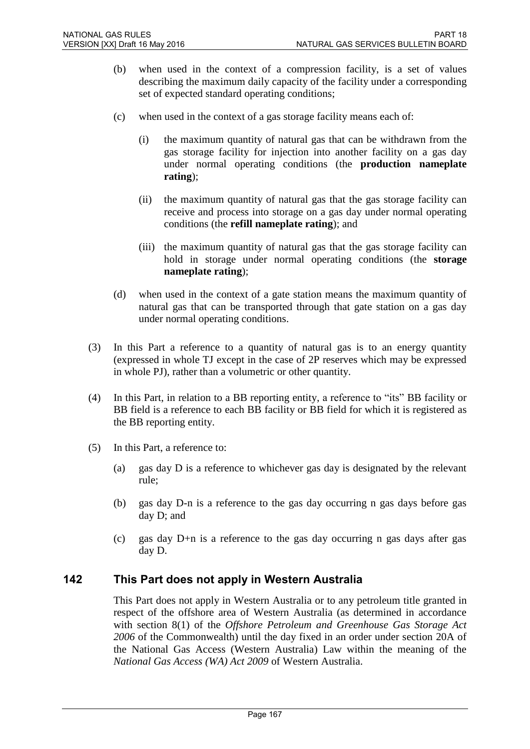(b) when used in the context of a compression facility, is a set of values describing the maximum daily capacity of the facility under a corresponding set of expected standard operating conditions;

(c) when used in the context of a gas storage facility means each of:

(i) the maximum quantity of natural gas that can be withdrawn from the gas storage facility for injection into another facility on a gas day under normal operating conditions (the **production nameplate rating**);

(ii) the maximum quantity of natural gas that the gas storage facility can receive and process into storage on a gas day under normal operating conditions (the **refill nameplate rating**); and

(iii) the maximum quantity of natural gas that the gas storage facility can hold in storage under normal operating conditions (the **storage nameplate rating**);

(d) when used in the context of a gate station means the maximum quantity of natural gas that can be transported through that gate station on a gas day under normal operating conditions.

(3) In this Part a reference to a quantity of natural gas is to an energy quantity (expressed in whole TJ except in the case of 2P reserves which may be expressed in whole PJ), rather than a volumetric or other quantity.

(4) In this Part, in relation to a BB reporting entity, a reference to "its" BB facility or BB field is a reference to each BB facility or BB field for which it is registered as the BB reporting entity.

(5) In this Part, a reference to:

(a) gas day D is a reference to whichever gas day is designated by the relevant rule;

(b) gas day D-n is a reference to the gas day occurring n gas days before gas day D; and

(c) gas day D+n is a reference to the gas day occurring n gas days after gas day D.

## 142 This Part does not apply in Western Australia

This Part does not apply in Western Australia or to any petroleum title granted in respect of the offshore area of Western Australia (as determined in accordance with section 8(1) of the *Offshore Petroleum and Greenhouse Gas Storage Act 2006* of the Commonwealth) until the day fixed in an order under section 20A of the National Gas Access (Western Australia) Law within the meaning of the *National Gas Access (WA) Act 2009* of Western Australia.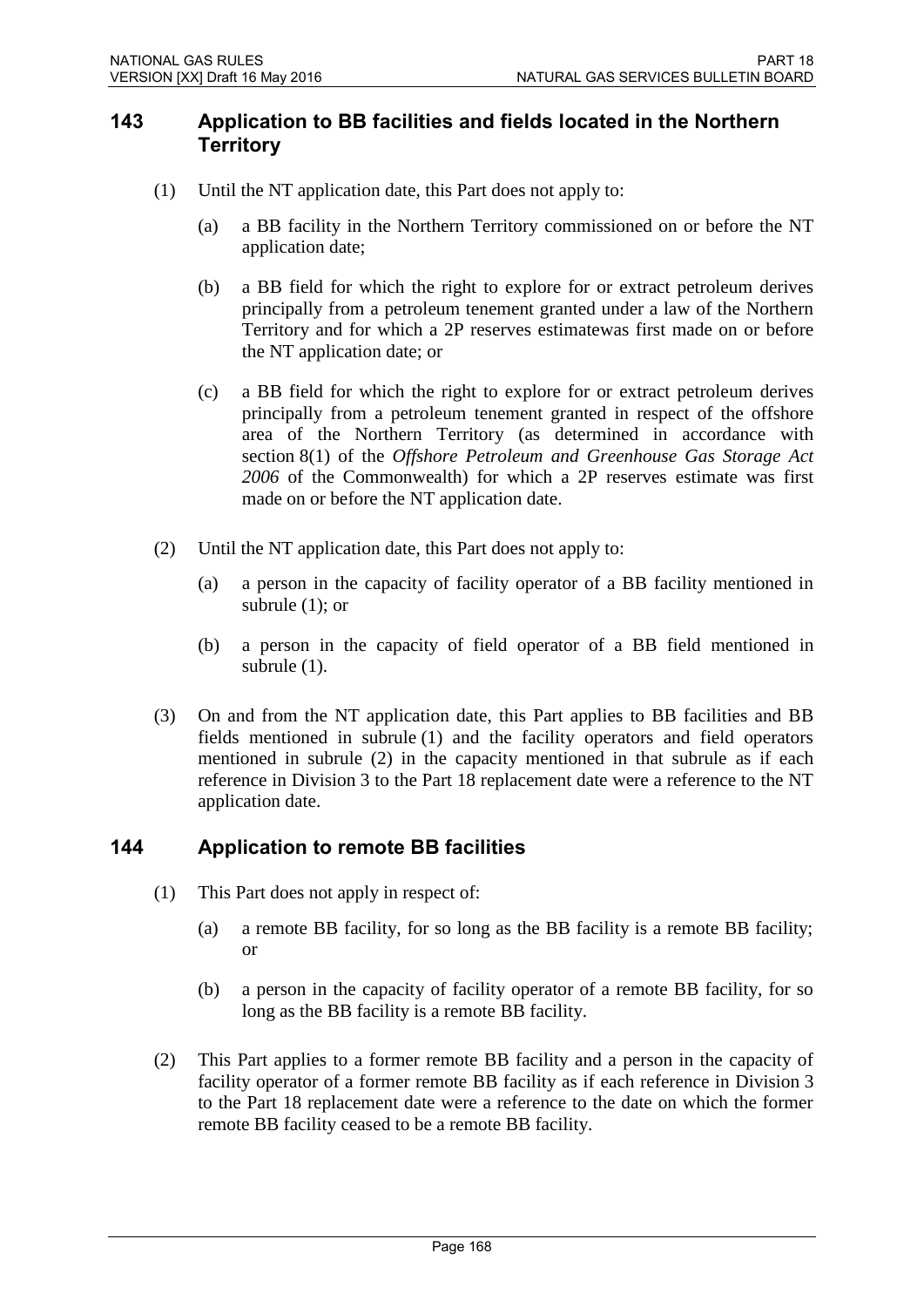## 143 Application to BB facilities and fields located in the Northern Territory

(1) Until the NT application date, this Part does not apply to:

(a) a BB facility in the Northern Territory commissioned on or before the NT application date;

(b) a BB field for which the right to explore for or extract petroleum derives principally from a petroleum tenement granted under a law of the Northern Territory and for which a 2P reserves estimatewas first made on or before the NT application date; or

(c) a BB field for which the right to explore for or extract petroleum derives principally from a petroleum tenement granted in respect of the offshore area of the Northern Territory (as determined in accordance with section 8(1) of the *Offshore Petroleum and Greenhouse Gas Storage Act 2006* of the Commonwealth) for which a 2P reserves estimate was first made on or before the NT application date.

(2) Until the NT application date, this Part does not apply to:

(a) a person in the capacity of facility operator of a BB facility mentioned in subrule (1); or

(b) a person in the capacity of field operator of a BB field mentioned in subrule (1).

(3) On and from the NT application date, this Part applies to BB facilities and BB fields mentioned in subrule (1) and the facility operators and field operators mentioned in subrule (2) in the capacity mentioned in that subrule as if each reference in Division 3 to the Part 18 replacement date were a reference to the NT application date.

## 144 Application to remote BB facilities

(1) This Part does not apply in respect of:

(a) a remote BB facility, for so long as the BB facility is a remote BB facility; or

(b) a person in the capacity of facility operator of a remote BB facility, for so long as the BB facility is a remote BB facility.

(2) This Part applies to a former remote BB facility and a person in the capacity of facility operator of a former remote BB facility as if each reference in Division 3 to the Part 18 replacement date were a reference to the date on which the former remote BB facility ceased to be a remote BB facility.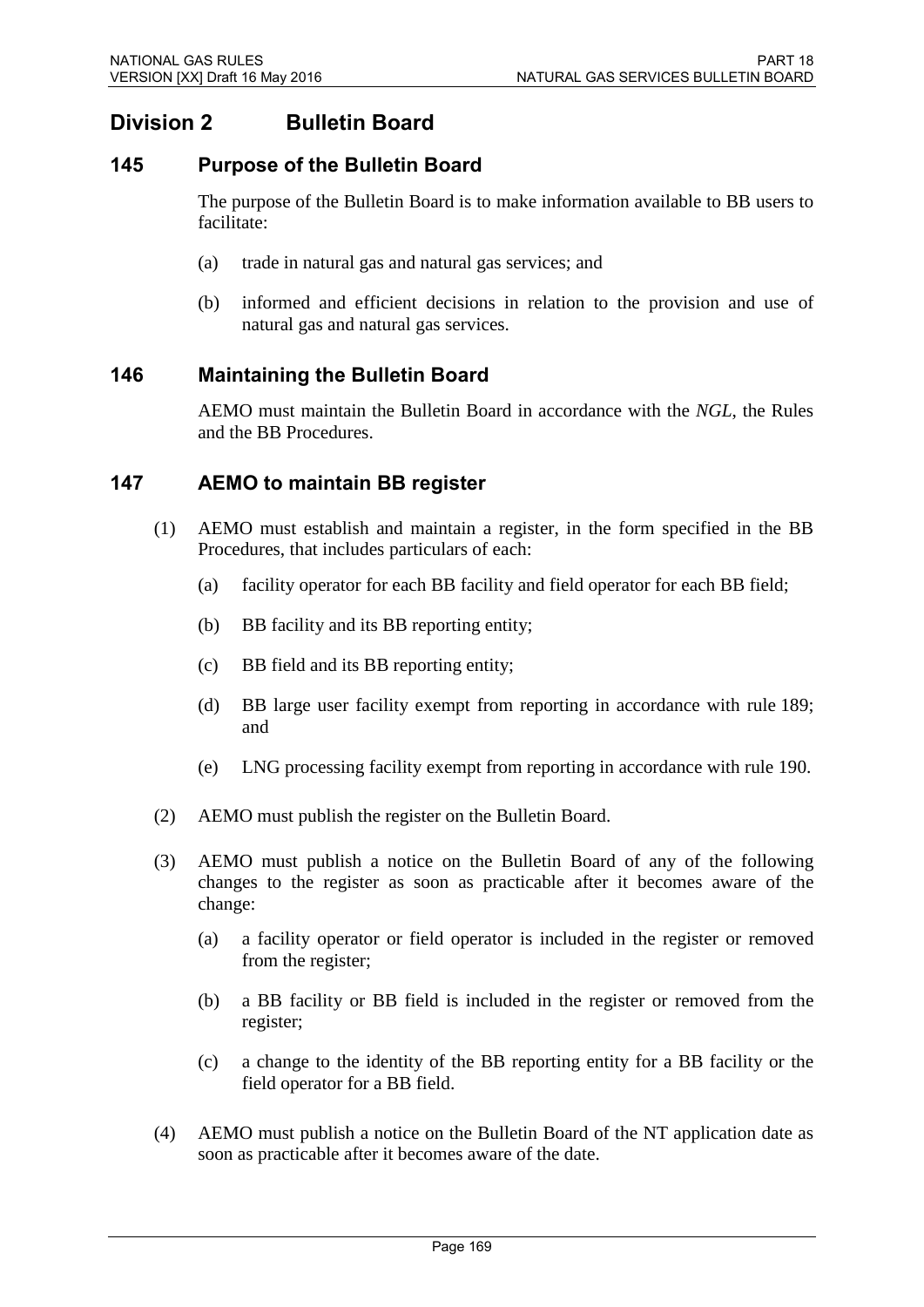# Division 2 Bulletin Board

## 145 Purpose of the Bulletin Board

The purpose of the Bulletin Board is to make information available to BB users to facilitate:

(a) trade in natural gas and natural gas services; and

(b) informed and efficient decisions in relation to the provision and use of natural gas and natural gas services.

## 146 Maintaining the Bulletin Board

AEMO must maintain the Bulletin Board in accordance with the *NGL*, the Rules and the BB Procedures.

## 147 AEMO to maintain BB register

(1) AEMO must establish and maintain a register, in the form specified in the BB Procedures, that includes particulars of each:

(a) facility operator for each BB facility and field operator for each BB field;

(b) BB facility and its BB reporting entity;

(c) BB field and its BB reporting entity;

(d) BB large user facility exempt from reporting in accordance with rule 189; and

(e) LNG processing facility exempt from reporting in accordance with rule 190.

(2) AEMO must publish the register on the Bulletin Board.

(3) AEMO must publish a notice on the Bulletin Board of any of the following changes to the register as soon as practicable after it becomes aware of the change:

(a) a facility operator or field operator is included in the register or removed from the register;

(b) a BB facility or BB field is included in the register or removed from the register;

(c) a change to the identity of the BB reporting entity for a BB facility or the field operator for a BB field.

(4) AEMO must publish a notice on the Bulletin Board of the NT application date as soon as practicable after it becomes aware of the date.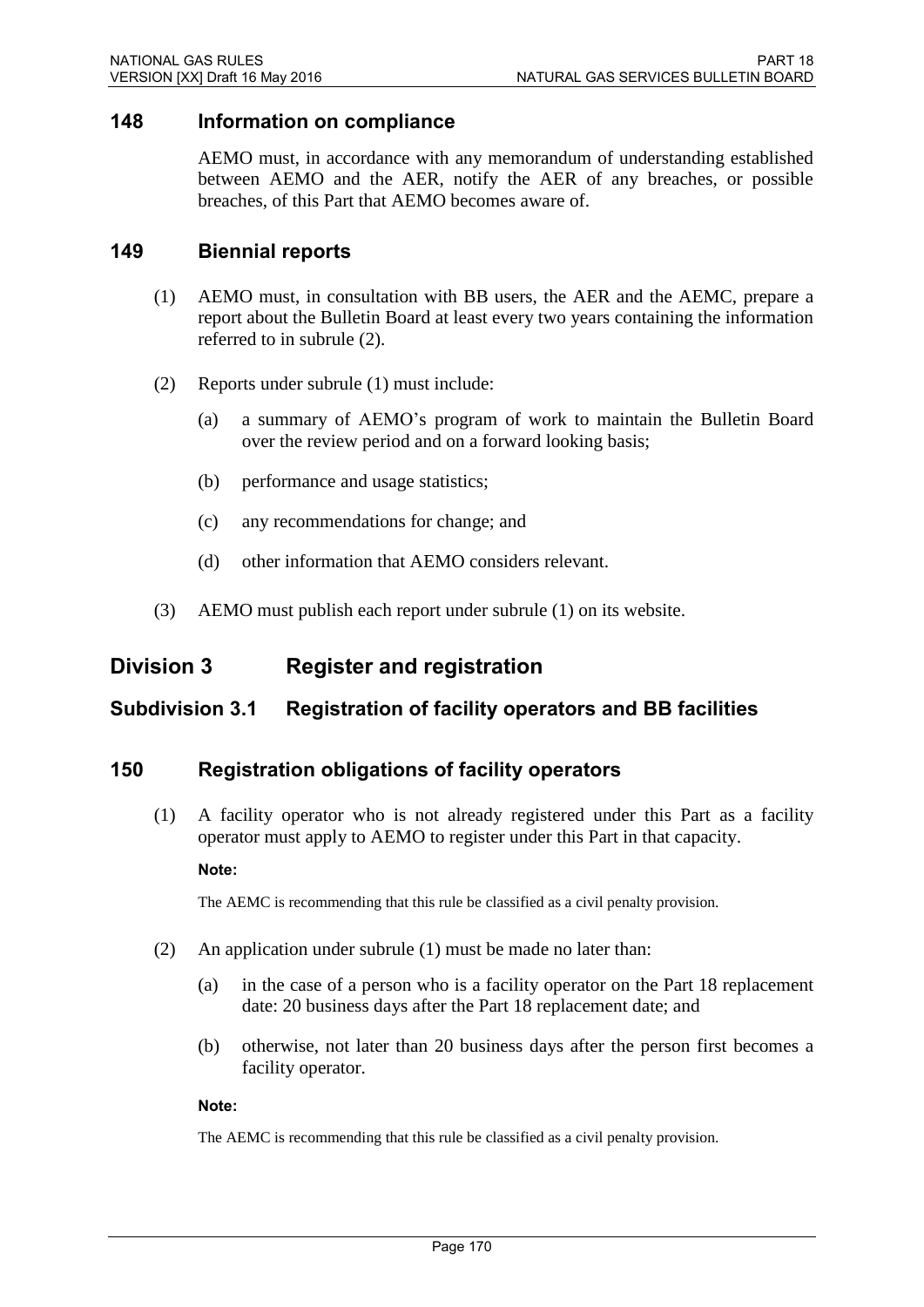## 148 Information on compliance

AEMO must, in accordance with any memorandum of understanding established between AEMO and the AER, notify the AER of any breaches, or possible breaches, of this Part that AEMO becomes aware of.

## 149 Biennial reports

(1) AEMO must, in consultation with BB users, the AER and the AEMC, prepare a report about the Bulletin Board at least every two years containing the information referred to in subrule (2).

(2) Reports under subrule (1) must include:

(a) a summary of AEMO's program of work to maintain the Bulletin Board over the review period and on a forward looking basis;

(b) performance and usage statistics;

(c) any recommendations for change; and

(d) other information that AEMO considers relevant.

(3) AEMO must publish each report under subrule (1) on its website.

# Division 3 Register and registration

## Subdivision 3.1 Registration of facility operators and BB facilities

## 150 Registration obligations of facility operators

(1) A facility operator who is not already registered under this Part as a facility operator must apply to AEMO to register under this Part in that capacity.

**Note:**

The AEMC is recommending that this rule be classified as a civil penalty provision.

(2) An application under subrule (1) must be made no later than:

(a) in the case of a person who is a facility operator on the Part 18 replacement date: 20 business days after the Part 18 replacement date; and

(b) otherwise, not later than 20 business days after the person first becomes a facility operator.

**Note:**

The AEMC is recommending that this rule be classified as a civil penalty provision.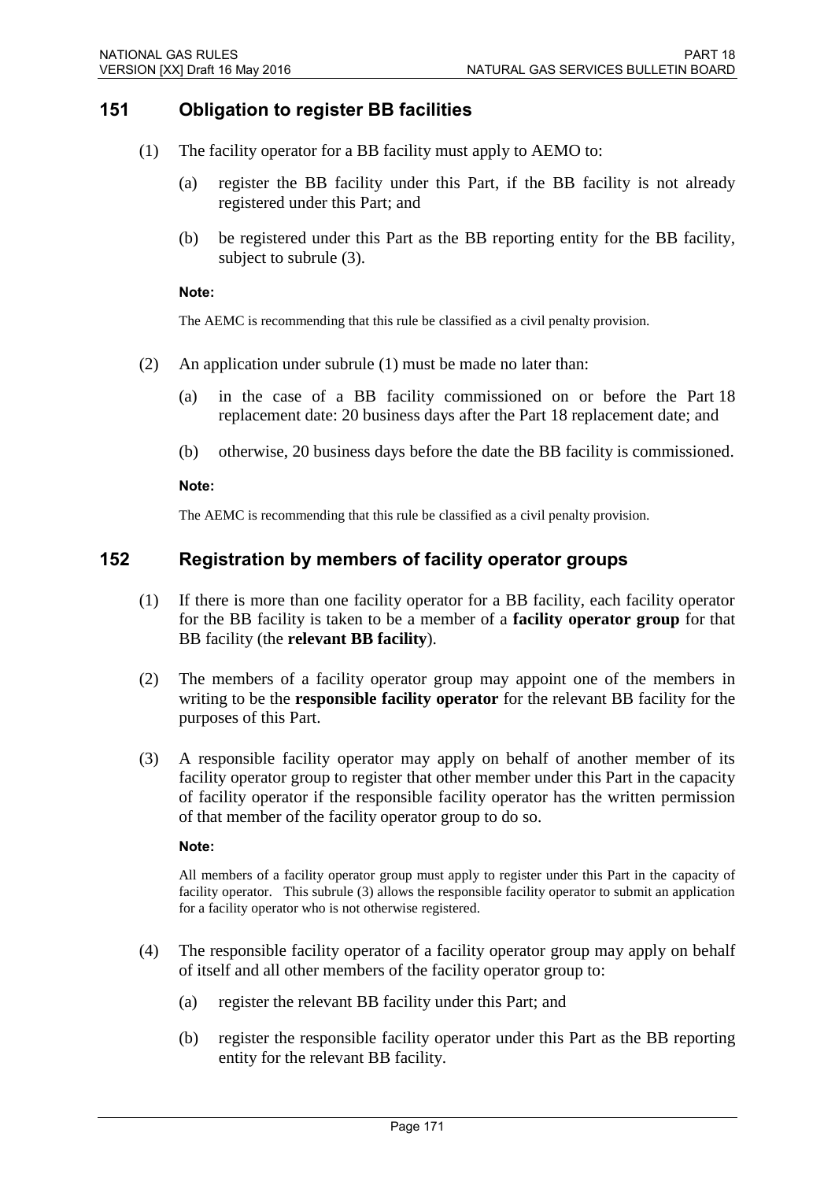## 151 Obligation to register BB facilities

(1) The facility operator for a BB facility must apply to AEMO to:

(a) register the BB facility under this Part, if the BB facility is not already registered under this Part; and

(b) be registered under this Part as the BB reporting entity for the BB facility, subject to subrule (3).

**Note:**

The AEMC is recommending that this rule be classified as a civil penalty provision.

(2) An application under subrule (1) must be made no later than:

(a) in the case of a BB facility commissioned on or before the Part 18 replacement date: 20 business days after the Part 18 replacement date; and

(b) otherwise, 20 business days before the date the BB facility is commissioned.

**Note:**

The AEMC is recommending that this rule be classified as a civil penalty provision.

## 152 Registration by members of facility operator groups

(1) If there is more than one facility operator for a BB facility, each facility operator for the BB facility is taken to be a member of a **facility operator group** for that BB facility (the **relevant BB facility**).

(2) The members of a facility operator group may appoint one of the members in writing to be the **responsible facility operator** for the relevant BB facility for the purposes of this Part.

(3) A responsible facility operator may apply on behalf of another member of its facility operator group to register that other member under this Part in the capacity of facility operator if the responsible facility operator has the written permission of that member of the facility operator group to do so.

**Note:**

All members of a facility operator group must apply to register under this Part in the capacity of facility operator. This subrule (3) allows the responsible facility operator to submit an application for a facility operator who is not otherwise registered.

(4) The responsible facility operator of a facility operator group may apply on behalf of itself and all other members of the facility operator group to:

(a) register the relevant BB facility under this Part; and

(b) register the responsible facility operator under this Part as the BB reporting entity for the relevant BB facility.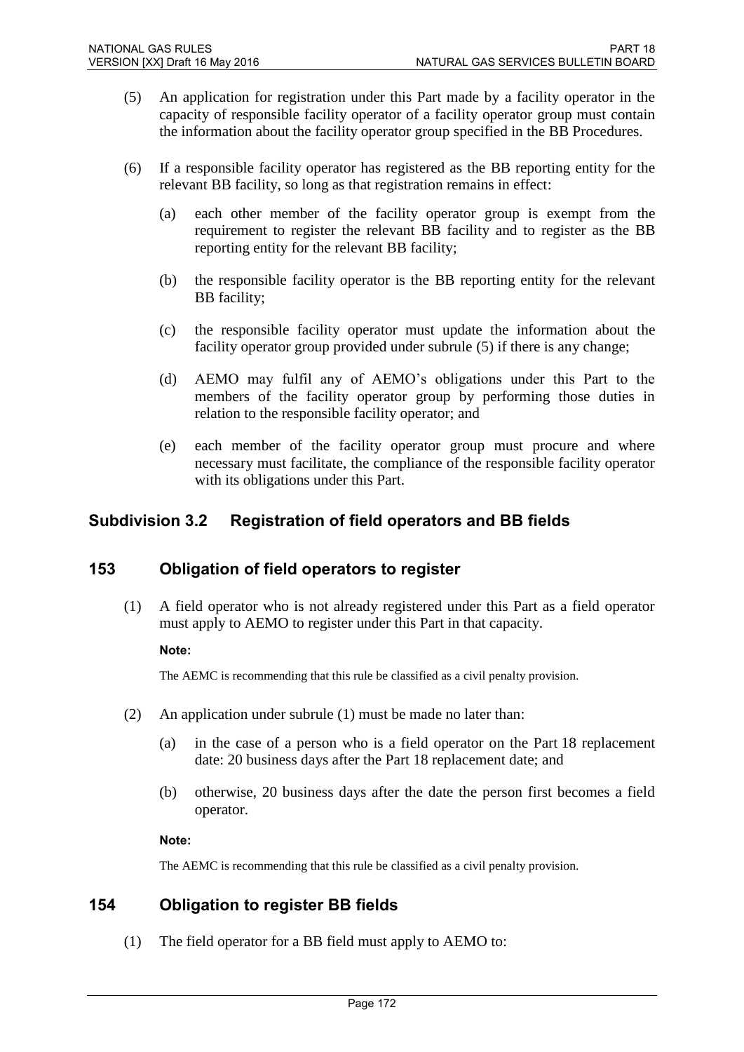(5) An application for registration under this Part made by a facility operator in the capacity of responsible facility operator of a facility operator group must contain the information about the facility operator group specified in the BB Procedures.

(6) If a responsible facility operator has registered as the BB reporting entity for the relevant BB facility, so long as that registration remains in effect:

(a) each other member of the facility operator group is exempt from the requirement to register the relevant BB facility and to register as the BB reporting entity for the relevant BB facility;

(b) the responsible facility operator is the BB reporting entity for the relevant BB facility;

(c) the responsible facility operator must update the information about the facility operator group provided under subrule (5) if there is any change;

(d) AEMO may fulfil any of AEMO's obligations under this Part to the members of the facility operator group by performing those duties in relation to the responsible facility operator; and

(e) each member of the facility operator group must procure and where necessary must facilitate, the compliance of the responsible facility operator with its obligations under this Part.

## Subdivision 3.2 Registration of field operators and BB fields

## 153 Obligation of field operators to register

(1) A field operator who is not already registered under this Part as a field operator must apply to AEMO to register under this Part in that capacity.

**Note:**

The AEMC is recommending that this rule be classified as a civil penalty provision.

(2) An application under subrule (1) must be made no later than:

(a) in the case of a person who is a field operator on the Part 18 replacement date: 20 business days after the Part 18 replacement date; and

(b) otherwise, 20 business days after the date the person first becomes a field operator.

**Note:**

The AEMC is recommending that this rule be classified as a civil penalty provision.

## 154 Obligation to register BB fields

(1) The field operator for a BB field must apply to AEMO to: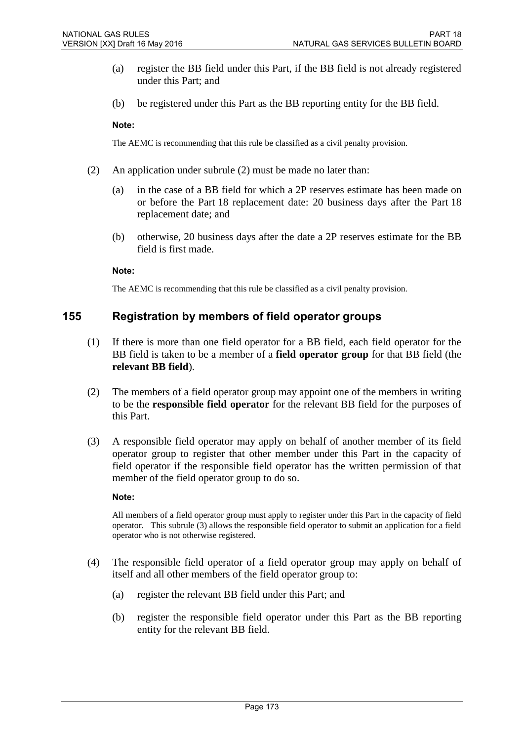(a) register the BB field under this Part, if the BB field is not already registered under this Part; and

(b) be registered under this Part as the BB reporting entity for the BB field.

**Note:**

The AEMC is recommending that this rule be classified as a civil penalty provision.

(2) An application under subrule (2) must be made no later than:

(a) in the case of a BB field for which a 2P reserves estimate has been made on or before the Part 18 replacement date: 20 business days after the Part 18 replacement date; and

(b) otherwise, 20 business days after the date a 2P reserves estimate for the BB field is first made.

**Note:**

The AEMC is recommending that this rule be classified as a civil penalty provision.

## 155 Registration by members of field operator groups

(1) If there is more than one field operator for a BB field, each field operator for the BB field is taken to be a member of a **field operator group** for that BB field (the **relevant BB field**).

(2) The members of a field operator group may appoint one of the members in writing to be the **responsible field operator** for the relevant BB field for the purposes of this Part.

(3) A responsible field operator may apply on behalf of another member of its field operator group to register that other member under this Part in the capacity of field operator if the responsible field operator has the written permission of that member of the field operator group to do so.

**Note:**

All members of a field operator group must apply to register under this Part in the capacity of field operator. This subrule (3) allows the responsible field operator to submit an application for a field operator who is not otherwise registered.

(4) The responsible field operator of a field operator group may apply on behalf of itself and all other members of the field operator group to:

(a) register the relevant BB field under this Part; and

(b) register the responsible field operator under this Part as the BB reporting entity for the relevant BB field.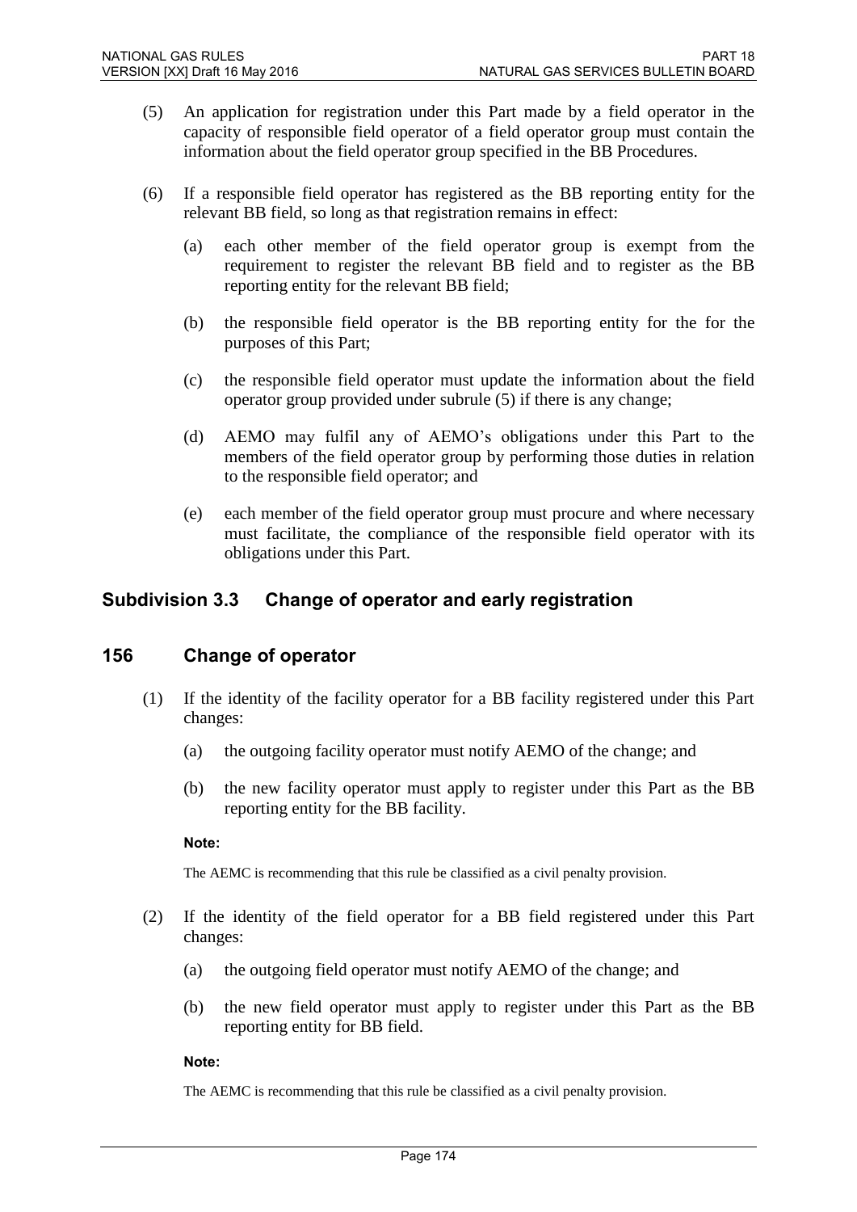(5) An application for registration under this Part made by a field operator in the capacity of responsible field operator of a field operator group must contain the information about the field operator group specified in the BB Procedures.

(6) If a responsible field operator has registered as the BB reporting entity for the relevant BB field, so long as that registration remains in effect:

  (a) each other member of the field operator group is exempt from the requirement to register the relevant BB field and to register as the BB reporting entity for the relevant BB field;

  (b) the responsible field operator is the BB reporting entity for the for the purposes of this Part;

  (c) the responsible field operator must update the information about the field operator group provided under subrule (5) if there is any change;

  (d) AEMO may fulfil any of AEMO's obligations under this Part to the members of the field operator group by performing those duties in relation to the responsible field operator; and

  (e) each member of the field operator group must procure and where necessary must facilitate, the compliance of the responsible field operator with its obligations under this Part.

## Subdivision 3.3 Change of operator and early registration

## 156 Change of operator

(1) If the identity of the facility operator for a BB facility registered under this Part changes:

  (a) the outgoing facility operator must notify AEMO of the change; and

  (b) the new facility operator must apply to register under this Part as the BB reporting entity for the BB facility.

**Note:**

The AEMC is recommending that this rule be classified as a civil penalty provision.

(2) If the identity of the field operator for a BB field registered under this Part changes:

  (a) the outgoing field operator must notify AEMO of the change; and

  (b) the new field operator must apply to register under this Part as the BB reporting entity for BB field.

**Note:**

The AEMC is recommending that this rule be classified as a civil penalty provision.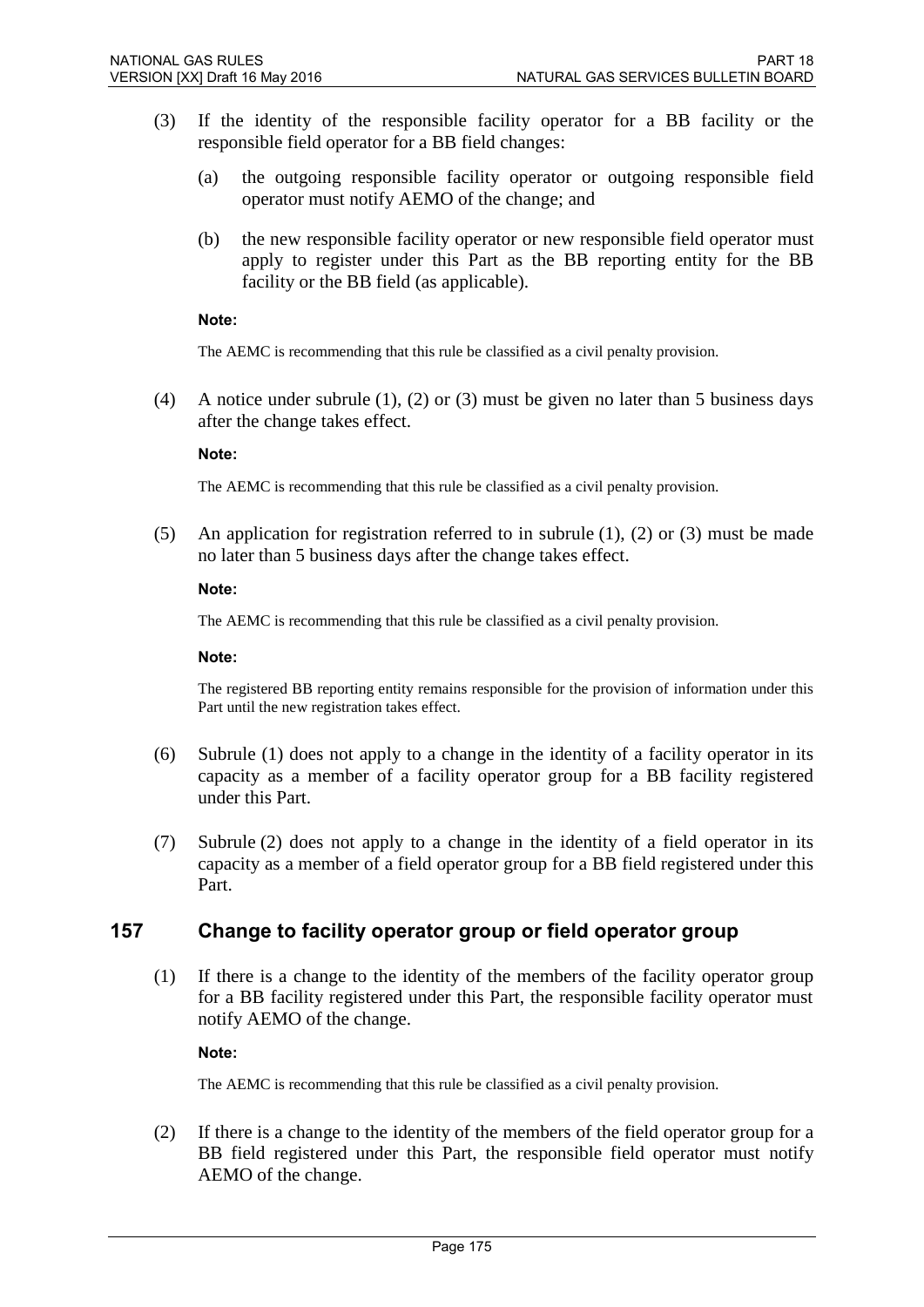(3) If the identity of the responsible facility operator for a BB facility or the responsible field operator for a BB field changes:

(a) the outgoing responsible facility operator or outgoing responsible field operator must notify AEMO of the change; and

(b) the new responsible facility operator or new responsible field operator must apply to register under this Part as the BB reporting entity for the BB facility or the BB field (as applicable).

**Note:**

The AEMC is recommending that this rule be classified as a civil penalty provision.

(4) A notice under subrule (1), (2) or (3) must be given no later than 5 business days after the change takes effect.

**Note:**

The AEMC is recommending that this rule be classified as a civil penalty provision.

(5) An application for registration referred to in subrule (1), (2) or (3) must be made no later than 5 business days after the change takes effect.

**Note:**

The AEMC is recommending that this rule be classified as a civil penalty provision.

**Note:**

The registered BB reporting entity remains responsible for the provision of information under this Part until the new registration takes effect.

(6) Subrule (1) does not apply to a change in the identity of a facility operator in its capacity as a member of a facility operator group for a BB facility registered under this Part.

(7) Subrule (2) does not apply to a change in the identity of a field operator in its capacity as a member of a field operator group for a BB field registered under this Part.

## 157 Change to facility operator group or field operator group

(1) If there is a change to the identity of the members of the facility operator group for a BB facility registered under this Part, the responsible facility operator must notify AEMO of the change.

**Note:**

The AEMC is recommending that this rule be classified as a civil penalty provision.

(2) If there is a change to the identity of the members of the field operator group for a BB field registered under this Part, the responsible field operator must notify AEMO of the change.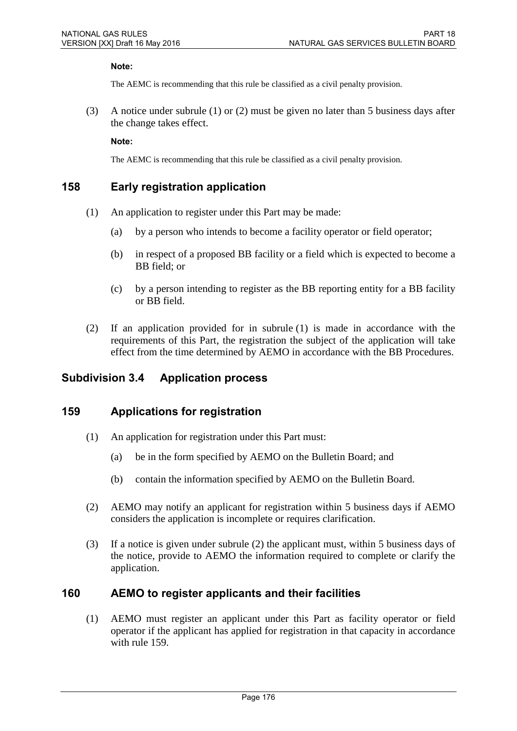**Note:**

The AEMC is recommending that this rule be classified as a civil penalty provision.

(3) A notice under subrule (1) or (2) must be given no later than 5 business days after the change takes effect.

**Note:**

The AEMC is recommending that this rule be classified as a civil penalty provision.

## 158 Early registration application

(1) An application to register under this Part may be made:

(a) by a person who intends to become a facility operator or field operator;

(b) in respect of a proposed BB facility or a field which is expected to become a BB field; or

(c) by a person intending to register as the BB reporting entity for a BB facility or BB field.

(2) If an application provided for in subrule (1) is made in accordance with the requirements of this Part, the registration the subject of the application will take effect from the time determined by AEMO in accordance with the BB Procedures.

## Subdivision 3.4 Application process

## 159 Applications for registration

(1) An application for registration under this Part must:

(a) be in the form specified by AEMO on the Bulletin Board; and

(b) contain the information specified by AEMO on the Bulletin Board.

(2) AEMO may notify an applicant for registration within 5 business days if AEMO considers the application is incomplete or requires clarification.

(3) If a notice is given under subrule (2) the applicant must, within 5 business days of the notice, provide to AEMO the information required to complete or clarify the application.

## 160 AEMO to register applicants and their facilities

(1) AEMO must register an applicant under this Part as facility operator or field operator if the applicant has applied for registration in that capacity in accordance with rule 159.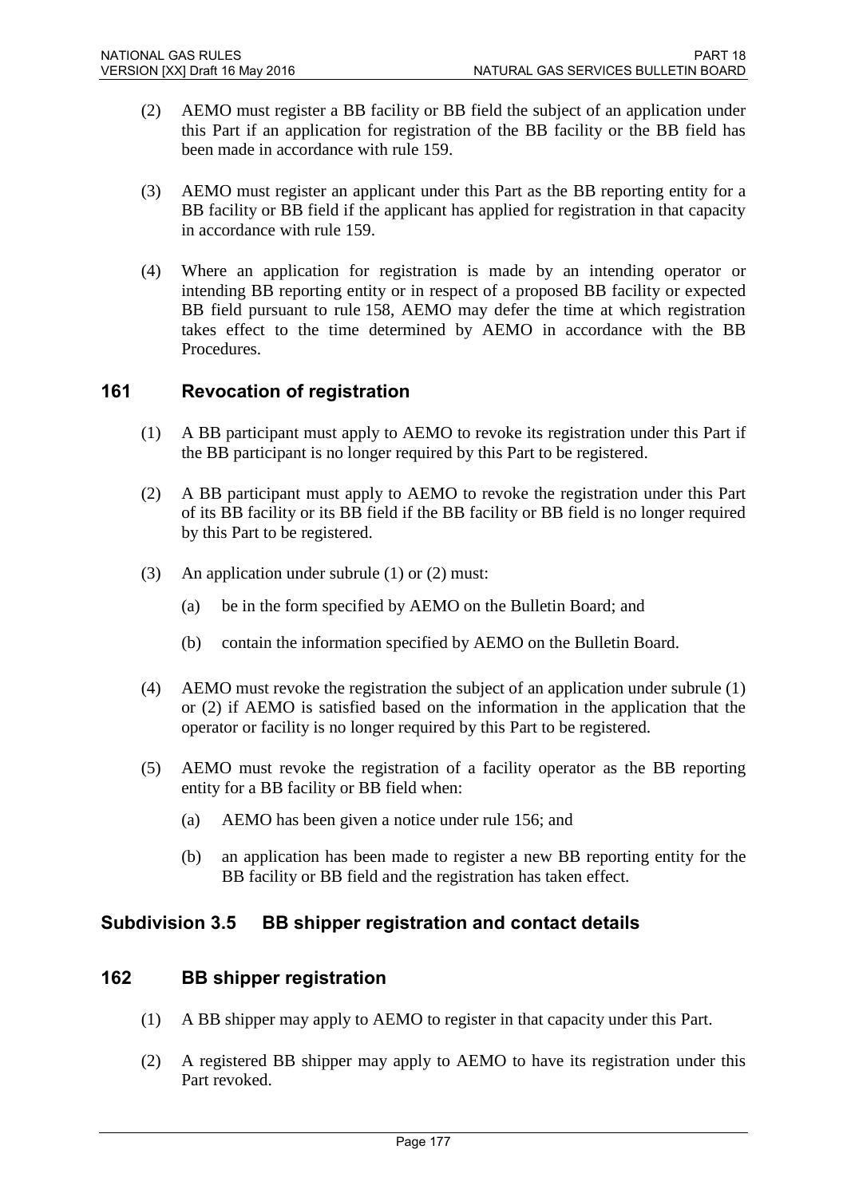(2) AEMO must register a BB facility or BB field the subject of an application under this Part if an application for registration of the BB facility or the BB field has been made in accordance with rule 159.

(3) AEMO must register an applicant under this Part as the BB reporting entity for a BB facility or BB field if the applicant has applied for registration in that capacity in accordance with rule 159.

(4) Where an application for registration is made by an intending operator or intending BB reporting entity or in respect of a proposed BB facility or expected BB field pursuant to rule 158, AEMO may defer the time at which registration takes effect to the time determined by AEMO in accordance with the BB Procedures.

## 161 Revocation of registration

(1) A BB participant must apply to AEMO to revoke its registration under this Part if the BB participant is no longer required by this Part to be registered.

(2) A BB participant must apply to AEMO to revoke the registration under this Part of its BB facility or its BB field if the BB facility or BB field is no longer required by this Part to be registered.

(3) An application under subrule (1) or (2) must:

   (a) be in the form specified by AEMO on the Bulletin Board; and

   (b) contain the information specified by AEMO on the Bulletin Board.

(4) AEMO must revoke the registration the subject of an application under subrule (1) or (2) if AEMO is satisfied based on the information in the application that the operator or facility is no longer required by this Part to be registered.

(5) AEMO must revoke the registration of a facility operator as the BB reporting entity for a BB facility or BB field when:

   (a) AEMO has been given a notice under rule 156; and

   (b) an application has been made to register a new BB reporting entity for the BB facility or BB field and the registration has taken effect.

## Subdivision 3.5 BB shipper registration and contact details

## 162 BB shipper registration

(1) A BB shipper may apply to AEMO to register in that capacity under this Part.

(2) A registered BB shipper may apply to AEMO to have its registration under this Part revoked.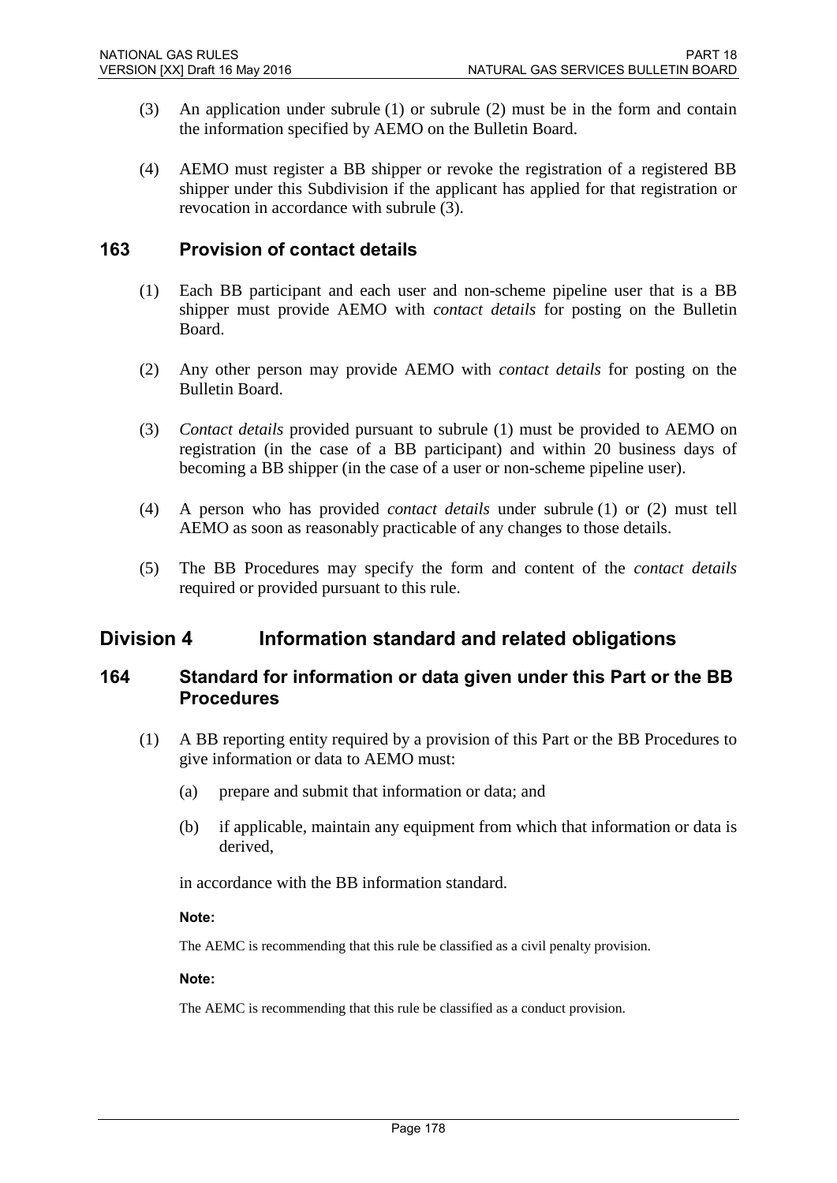(3) An application under subrule (1) or subrule (2) must be in the form and contain the information specified by AEMO on the Bulletin Board.

(4) AEMO must register a BB shipper or revoke the registration of a registered BB shipper under this Subdivision if the applicant has applied for that registration or revocation in accordance with subrule (3).

### 163 Provision of contact details

(1) Each BB participant and each user and non-scheme pipeline user that is a BB shipper must provide AEMO with *contact details* for posting on the Bulletin Board.

(2) Any other person may provide AEMO with *contact details* for posting on the Bulletin Board.

(3) *Contact details* provided pursuant to subrule (1) must be provided to AEMO on registration (in the case of a BB participant) and within 20 business days of becoming a BB shipper (in the case of a user or non-scheme pipeline user).

(4) A person who has provided *contact details* under subrule (1) or (2) must tell AEMO as soon as reasonably practicable of any changes to those details.

(5) The BB Procedures may specify the form and content of the *contact details* required or provided pursuant to this rule.

## Division 4 Information standard and related obligations

### 164 Standard for information or data given under this Part or the BB Procedures

(1) A BB reporting entity required by a provision of this Part or the BB Procedures to give information or data to AEMO must:

(a) prepare and submit that information or data; and

(b) if applicable, maintain any equipment from which that information or data is derived,

in accordance with the BB information standard.

**Note:**

The AEMC is recommending that this rule be classified as a civil penalty provision.

**Note:**

The AEMC is recommending that this rule be classified as a conduct provision.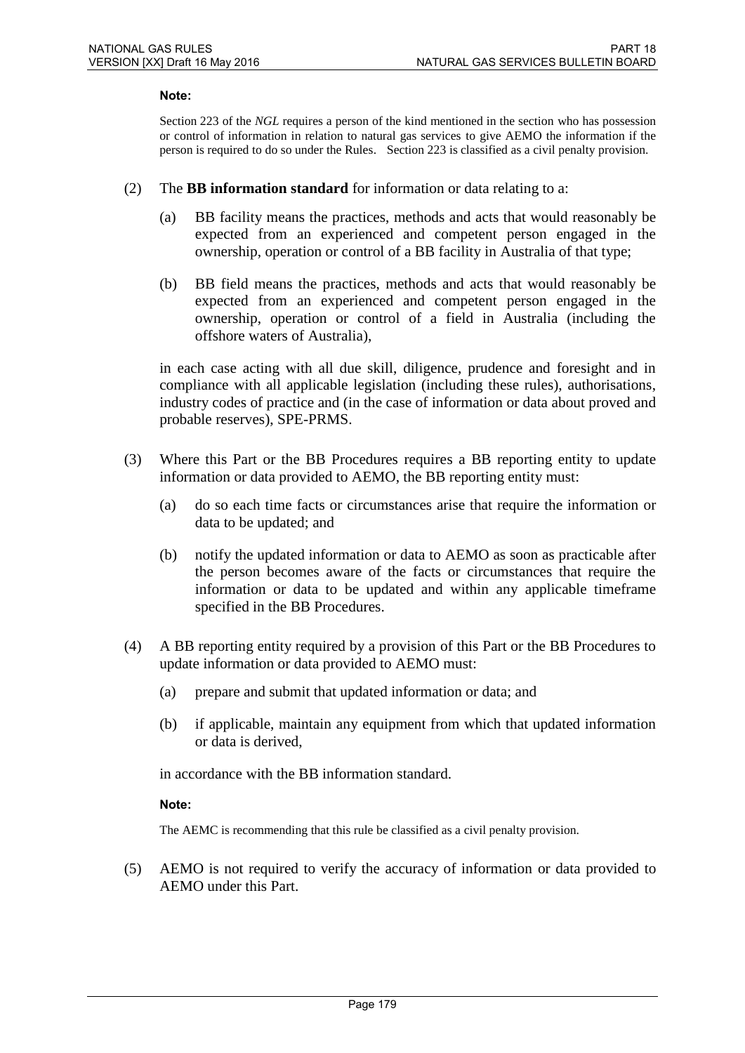**Note:**

Section 223 of the *NGL* requires a person of the kind mentioned in the section who has possession or control of information in relation to natural gas services to give AEMO the information if the person is required to do so under the Rules. Section 223 is classified as a civil penalty provision.

(2) The **BB information standard** for information or data relating to a:

(a) BB facility means the practices, methods and acts that would reasonably be expected from an experienced and competent person engaged in the ownership, operation or control of a BB facility in Australia of that type;

(b) BB field means the practices, methods and acts that would reasonably be expected from an experienced and competent person engaged in the ownership, operation or control of a field in Australia (including the offshore waters of Australia),

in each case acting with all due skill, diligence, prudence and foresight and in compliance with all applicable legislation (including these rules), authorisations, industry codes of practice and (in the case of information or data about proved and probable reserves), SPE-PRMS.

(3) Where this Part or the BB Procedures requires a BB reporting entity to update information or data provided to AEMO, the BB reporting entity must:

(a) do so each time facts or circumstances arise that require the information or data to be updated; and

(b) notify the updated information or data to AEMO as soon as practicable after the person becomes aware of the facts or circumstances that require the information or data to be updated and within any applicable timeframe specified in the BB Procedures.

(4) A BB reporting entity required by a provision of this Part or the BB Procedures to update information or data provided to AEMO must:

(a) prepare and submit that updated information or data; and

(b) if applicable, maintain any equipment from which that updated information or data is derived,

in accordance with the BB information standard.

**Note:**

The AEMC is recommending that this rule be classified as a civil penalty provision.

(5) AEMO is not required to verify the accuracy of information or data provided to AEMO under this Part.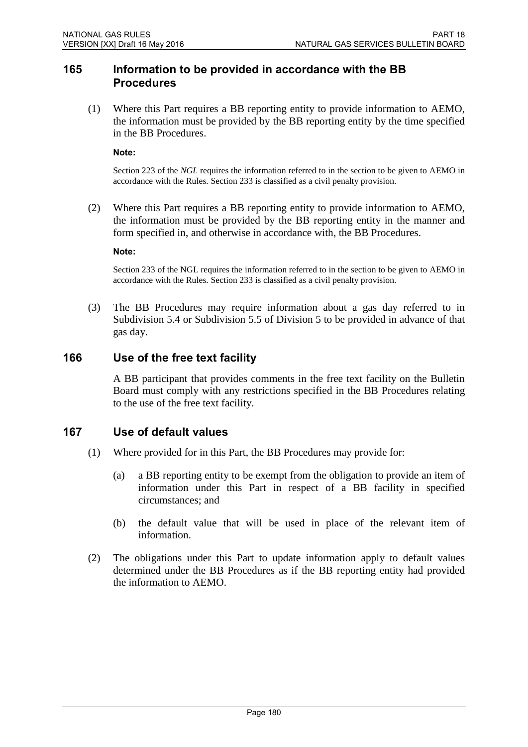## 165 Information to be provided in accordance with the BB Procedures

(1) Where this Part requires a BB reporting entity to provide information to AEMO, the information must be provided by the BB reporting entity by the time specified in the BB Procedures.

**Note:**

Section 223 of the *NGL* requires the information referred to in the section to be given to AEMO in accordance with the Rules. Section 233 is classified as a civil penalty provision.

(2) Where this Part requires a BB reporting entity to provide information to AEMO, the information must be provided by the BB reporting entity in the manner and form specified in, and otherwise in accordance with, the BB Procedures.

**Note:**

Section 233 of the NGL requires the information referred to in the section to be given to AEMO in accordance with the Rules. Section 233 is classified as a civil penalty provision.

(3) The BB Procedures may require information about a gas day referred to in Subdivision 5.4 or Subdivision 5.5 of Division 5 to be provided in advance of that gas day.

## 166 Use of the free text facility

A BB participant that provides comments in the free text facility on the Bulletin Board must comply with any restrictions specified in the BB Procedures relating to the use of the free text facility.

## 167 Use of default values

(1) Where provided for in this Part, the BB Procedures may provide for:

(a) a BB reporting entity to be exempt from the obligation to provide an item of information under this Part in respect of a BB facility in specified circumstances; and

(b) the default value that will be used in place of the relevant item of information.

(2) The obligations under this Part to update information apply to default values determined under the BB Procedures as if the BB reporting entity had provided the information to AEMO.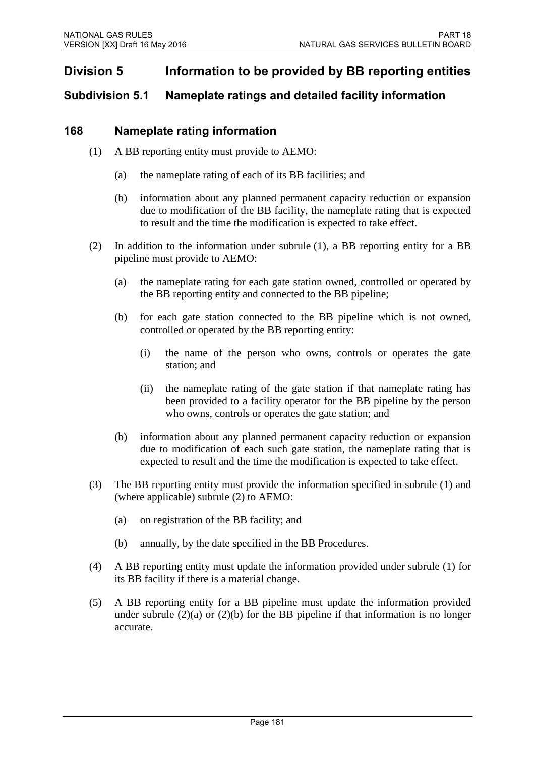## Division 5 Information to be provided by BB reporting entities

### Subdivision 5.1 Nameplate ratings and detailed facility information

### 168 Nameplate rating information

(1) A BB reporting entity must provide to AEMO:

(a) the nameplate rating of each of its BB facilities; and

(b) information about any planned permanent capacity reduction or expansion due to modification of the BB facility, the nameplate rating that is expected to result and the time the modification is expected to take effect.

(2) In addition to the information under subrule (1), a BB reporting entity for a BB pipeline must provide to AEMO:

(a) the nameplate rating for each gate station owned, controlled or operated by the BB reporting entity and connected to the BB pipeline;

(b) for each gate station connected to the BB pipeline which is not owned, controlled or operated by the BB reporting entity:

(i) the name of the person who owns, controls or operates the gate station; and

(ii) the nameplate rating of the gate station if that nameplate rating has been provided to a facility operator for the BB pipeline by the person who owns, controls or operates the gate station; and

(b) information about any planned permanent capacity reduction or expansion due to modification of each such gate station, the nameplate rating that is expected to result and the time the modification is expected to take effect.

(3) The BB reporting entity must provide the information specified in subrule (1) and (where applicable) subrule (2) to AEMO:

(a) on registration of the BB facility; and

(b) annually, by the date specified in the BB Procedures.

(4) A BB reporting entity must update the information provided under subrule (1) for its BB facility if there is a material change.

(5) A BB reporting entity for a BB pipeline must update the information provided under subrule (2)(a) or (2)(b) for the BB pipeline if that information is no longer accurate.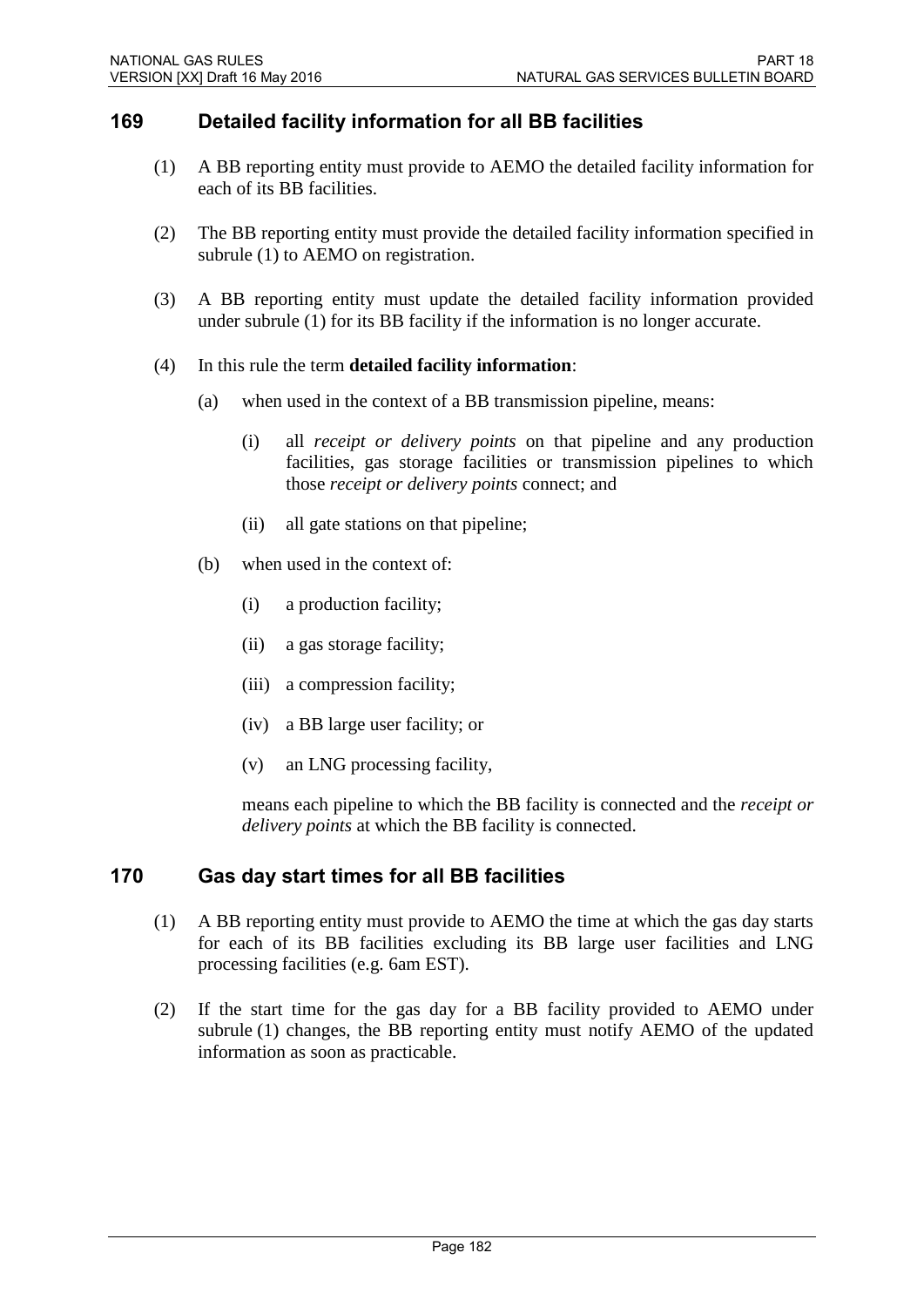## 169 Detailed facility information for all BB facilities

(1) A BB reporting entity must provide to AEMO the detailed facility information for each of its BB facilities.

(2) The BB reporting entity must provide the detailed facility information specified in subrule (1) to AEMO on registration.

(3) A BB reporting entity must update the detailed facility information provided under subrule (1) for its BB facility if the information is no longer accurate.

(4) In this rule the term **detailed facility information**:

(a) when used in the context of a BB transmission pipeline, means:

(i) all *receipt or delivery points* on that pipeline and any production facilities, gas storage facilities or transmission pipelines to which those *receipt or delivery points* connect; and

(ii) all gate stations on that pipeline;

(b) when used in the context of:

(i) a production facility;

(ii) a gas storage facility;

(iii) a compression facility;

(iv) a BB large user facility; or

(v) an LNG processing facility,

means each pipeline to which the BB facility is connected and the *receipt or delivery points* at which the BB facility is connected.

## 170 Gas day start times for all BB facilities

(1) A BB reporting entity must provide to AEMO the time at which the gas day starts for each of its BB facilities excluding its BB large user facilities and LNG processing facilities (e.g. 6am EST).

(2) If the start time for the gas day for a BB facility provided to AEMO under subrule (1) changes, the BB reporting entity must notify AEMO of the updated information as soon as practicable.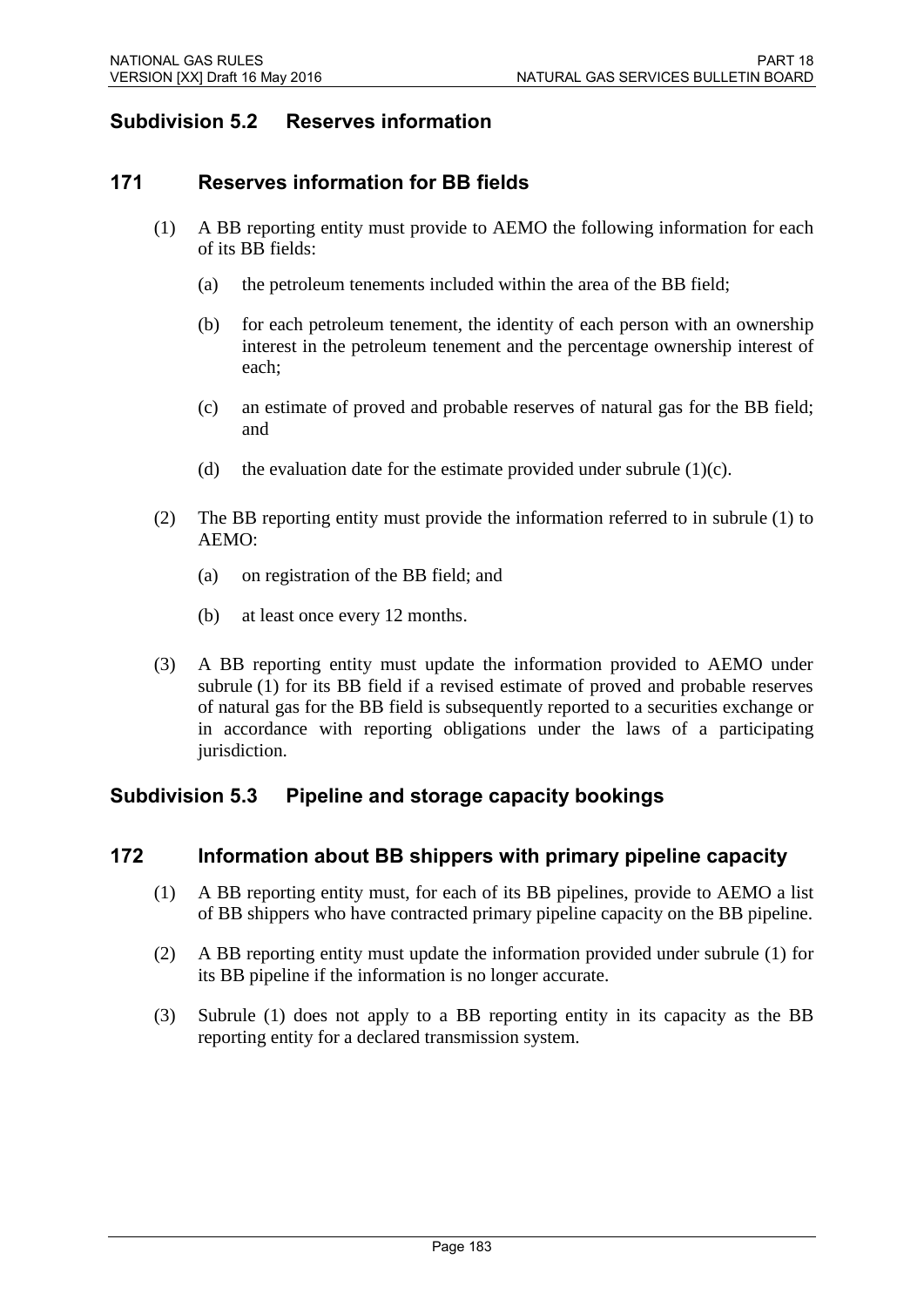## Subdivision 5.2 Reserves information

### 171 Reserves information for BB fields

(1) A BB reporting entity must provide to AEMO the following information for each of its BB fields:

(a) the petroleum tenements included within the area of the BB field;

(b) for each petroleum tenement, the identity of each person with an ownership interest in the petroleum tenement and the percentage ownership interest of each;

(c) an estimate of proved and probable reserves of natural gas for the BB field; and

(d) the evaluation date for the estimate provided under subrule (1)(c).

(2) The BB reporting entity must provide the information referred to in subrule (1) to AEMO:

(a) on registration of the BB field; and

(b) at least once every 12 months.

(3) A BB reporting entity must update the information provided to AEMO under subrule (1) for its BB field if a revised estimate of proved and probable reserves of natural gas for the BB field is subsequently reported to a securities exchange or in accordance with reporting obligations under the laws of a participating jurisdiction.

## Subdivision 5.3 Pipeline and storage capacity bookings

### 172 Information about BB shippers with primary pipeline capacity

(1) A BB reporting entity must, for each of its BB pipelines, provide to AEMO a list of BB shippers who have contracted primary pipeline capacity on the BB pipeline.

(2) A BB reporting entity must update the information provided under subrule (1) for its BB pipeline if the information is no longer accurate.

(3) Subrule (1) does not apply to a BB reporting entity in its capacity as the BB reporting entity for a declared transmission system.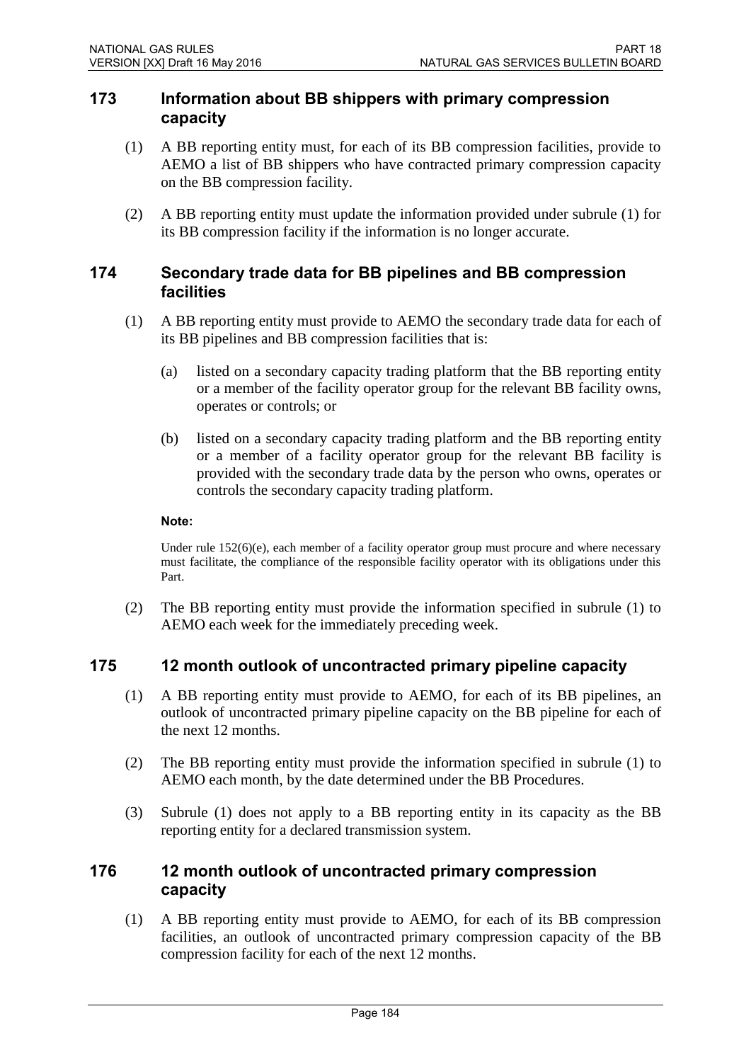## 173 Information about BB shippers with primary compression capacity

(1) A BB reporting entity must, for each of its BB compression facilities, provide to AEMO a list of BB shippers who have contracted primary compression capacity on the BB compression facility.

(2) A BB reporting entity must update the information provided under subrule (1) for its BB compression facility if the information is no longer accurate.

## 174 Secondary trade data for BB pipelines and BB compression facilities

(1) A BB reporting entity must provide to AEMO the secondary trade data for each of its BB pipelines and BB compression facilities that is:

(a) listed on a secondary capacity trading platform that the BB reporting entity or a member of the facility operator group for the relevant BB facility owns, operates or controls; or

(b) listed on a secondary capacity trading platform and the BB reporting entity or a member of a facility operator group for the relevant BB facility is provided with the secondary trade data by the person who owns, operates or controls the secondary capacity trading platform.

**Note:**

Under rule 152(6)(e), each member of a facility operator group must procure and where necessary must facilitate, the compliance of the responsible facility operator with its obligations under this Part.

(2) The BB reporting entity must provide the information specified in subrule (1) to AEMO each week for the immediately preceding week.

## 175 12 month outlook of uncontracted primary pipeline capacity

(1) A BB reporting entity must provide to AEMO, for each of its BB pipelines, an outlook of uncontracted primary pipeline capacity on the BB pipeline for each of the next 12 months.

(2) The BB reporting entity must provide the information specified in subrule (1) to AEMO each month, by the date determined under the BB Procedures.

(3) Subrule (1) does not apply to a BB reporting entity in its capacity as the BB reporting entity for a declared transmission system.

## 176 12 month outlook of uncontracted primary compression capacity

(1) A BB reporting entity must provide to AEMO, for each of its BB compression facilities, an outlook of uncontracted primary compression capacity of the BB compression facility for each of the next 12 months.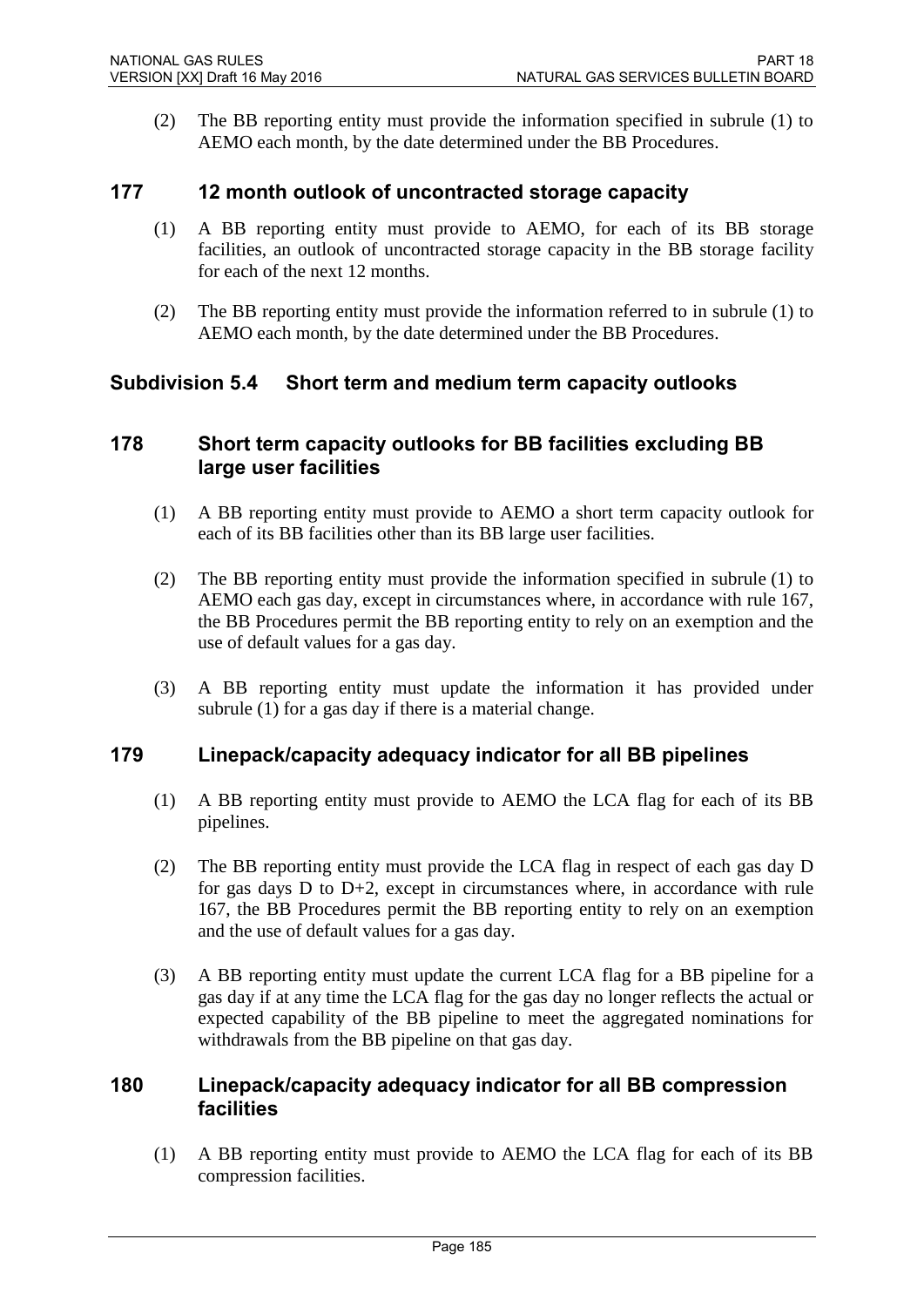(2) The BB reporting entity must provide the information specified in subrule (1) to AEMO each month, by the date determined under the BB Procedures.

## 177 12 month outlook of uncontracted storage capacity

(1) A BB reporting entity must provide to AEMO, for each of its BB storage facilities, an outlook of uncontracted storage capacity in the BB storage facility for each of the next 12 months.

(2) The BB reporting entity must provide the information referred to in subrule (1) to AEMO each month, by the date determined under the BB Procedures.

## Subdivision 5.4 Short term and medium term capacity outlooks

## 178 Short term capacity outlooks for BB facilities excluding BB large user facilities

(1) A BB reporting entity must provide to AEMO a short term capacity outlook for each of its BB facilities other than its BB large user facilities.

(2) The BB reporting entity must provide the information specified in subrule (1) to AEMO each gas day, except in circumstances where, in accordance with rule 167, the BB Procedures permit the BB reporting entity to rely on an exemption and the use of default values for a gas day.

(3) A BB reporting entity must update the information it has provided under subrule (1) for a gas day if there is a material change.

## 179 Linepack/capacity adequacy indicator for all BB pipelines

(1) A BB reporting entity must provide to AEMO the LCA flag for each of its BB pipelines.

(2) The BB reporting entity must provide the LCA flag in respect of each gas day D for gas days D to D+2, except in circumstances where, in accordance with rule 167, the BB Procedures permit the BB reporting entity to rely on an exemption and the use of default values for a gas day.

(3) A BB reporting entity must update the current LCA flag for a BB pipeline for a gas day if at any time the LCA flag for the gas day no longer reflects the actual or expected capability of the BB pipeline to meet the aggregated nominations for withdrawals from the BB pipeline on that gas day.

## 180 Linepack/capacity adequacy indicator for all BB compression facilities

(1) A BB reporting entity must provide to AEMO the LCA flag for each of its BB compression facilities.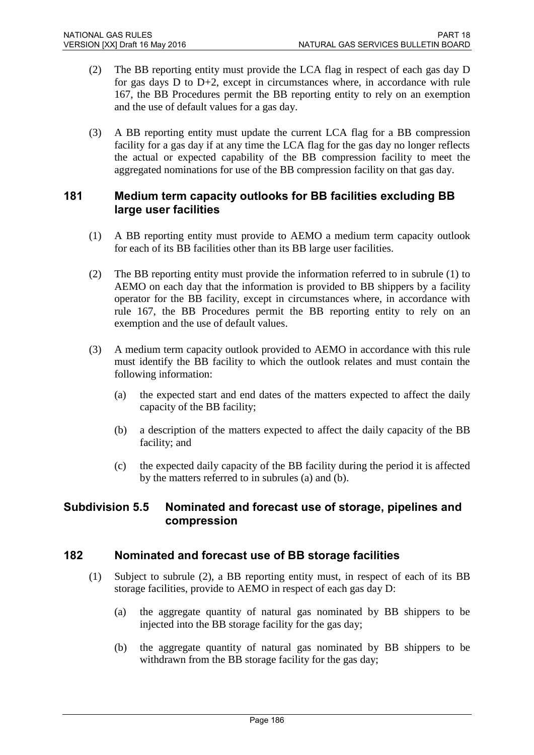(2) The BB reporting entity must provide the LCA flag in respect of each gas day D for gas days D to D+2, except in circumstances where, in accordance with rule 167, the BB Procedures permit the BB reporting entity to rely on an exemption and the use of default values for a gas day.

(3) A BB reporting entity must update the current LCA flag for a BB compression facility for a gas day if at any time the LCA flag for the gas day no longer reflects the actual or expected capability of the BB compression facility to meet the aggregated nominations for use of the BB compression facility on that gas day.

## 181 Medium term capacity outlooks for BB facilities excluding BB large user facilities

(1) A BB reporting entity must provide to AEMO a medium term capacity outlook for each of its BB facilities other than its BB large user facilities.

(2) The BB reporting entity must provide the information referred to in subrule (1) to AEMO on each day that the information is provided to BB shippers by a facility operator for the BB facility, except in circumstances where, in accordance with rule 167, the BB Procedures permit the BB reporting entity to rely on an exemption and the use of default values.

(3) A medium term capacity outlook provided to AEMO in accordance with this rule must identify the BB facility to which the outlook relates and must contain the following information:

(a) the expected start and end dates of the matters expected to affect the daily capacity of the BB facility;

(b) a description of the matters expected to affect the daily capacity of the BB facility; and

(c) the expected daily capacity of the BB facility during the period it is affected by the matters referred to in subrules (a) and (b).

# Subdivision 5.5 Nominated and forecast use of storage, pipelines and compression

## 182 Nominated and forecast use of BB storage facilities

(1) Subject to subrule (2), a BB reporting entity must, in respect of each of its BB storage facilities, provide to AEMO in respect of each gas day D:

(a) the aggregate quantity of natural gas nominated by BB shippers to be injected into the BB storage facility for the gas day;

(b) the aggregate quantity of natural gas nominated by BB shippers to be withdrawn from the BB storage facility for the gas day;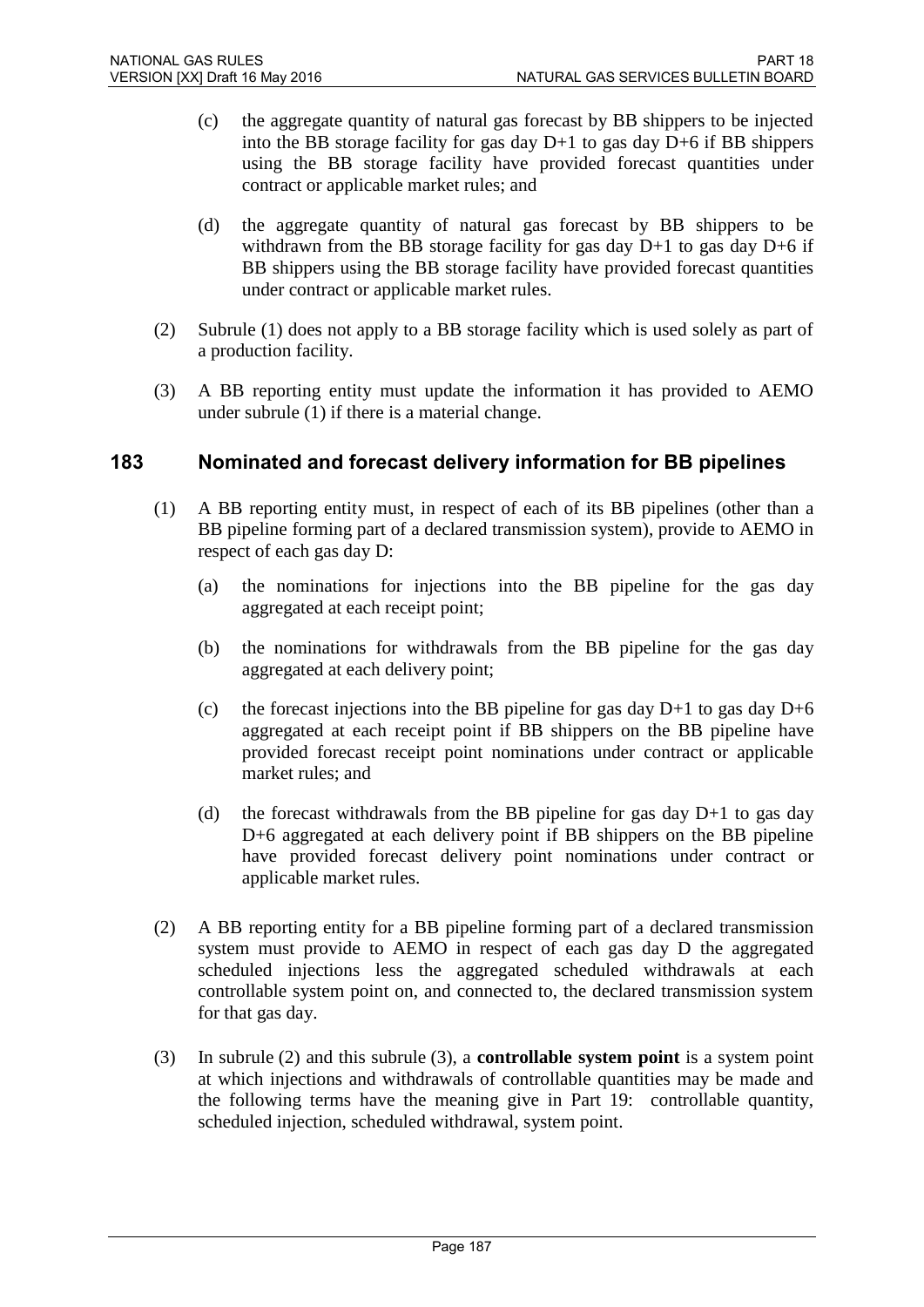(c) the aggregate quantity of natural gas forecast by BB shippers to be injected into the BB storage facility for gas day D+1 to gas day D+6 if BB shippers using the BB storage facility have provided forecast quantities under contract or applicable market rules; and

(d) the aggregate quantity of natural gas forecast by BB shippers to be withdrawn from the BB storage facility for gas day D+1 to gas day D+6 if BB shippers using the BB storage facility have provided forecast quantities under contract or applicable market rules.

(2) Subrule (1) does not apply to a BB storage facility which is used solely as part of a production facility.

(3) A BB reporting entity must update the information it has provided to AEMO under subrule (1) if there is a material change.

## 183 Nominated and forecast delivery information for BB pipelines

(1) A BB reporting entity must, in respect of each of its BB pipelines (other than a BB pipeline forming part of a declared transmission system), provide to AEMO in respect of each gas day D:

(a) the nominations for injections into the BB pipeline for the gas day aggregated at each receipt point;

(b) the nominations for withdrawals from the BB pipeline for the gas day aggregated at each delivery point;

(c) the forecast injections into the BB pipeline for gas day D+1 to gas day D+6 aggregated at each receipt point if BB shippers on the BB pipeline have provided forecast receipt point nominations under contract or applicable market rules; and

(d) the forecast withdrawals from the BB pipeline for gas day D+1 to gas day D+6 aggregated at each delivery point if BB shippers on the BB pipeline have provided forecast delivery point nominations under contract or applicable market rules.

(2) A BB reporting entity for a BB pipeline forming part of a declared transmission system must provide to AEMO in respect of each gas day D the aggregated scheduled injections less the aggregated scheduled withdrawals at each controllable system point on, and connected to, the declared transmission system for that gas day.

(3) In subrule (2) and this subrule (3), a **controllable system point** is a system point at which injections and withdrawals of controllable quantities may be made and the following terms have the meaning give in Part 19: controllable quantity, scheduled injection, scheduled withdrawal, system point.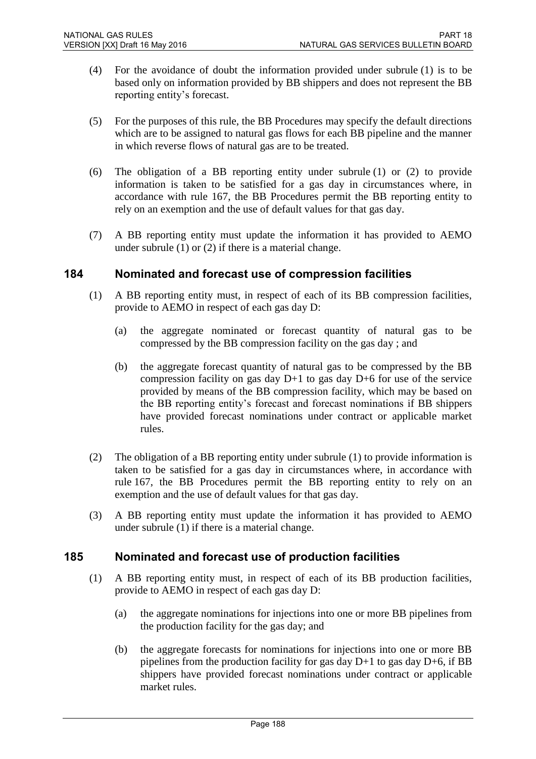(4) For the avoidance of doubt the information provided under subrule (1) is to be based only on information provided by BB shippers and does not represent the BB reporting entity's forecast.

(5) For the purposes of this rule, the BB Procedures may specify the default directions which are to be assigned to natural gas flows for each BB pipeline and the manner in which reverse flows of natural gas are to be treated.

(6) The obligation of a BB reporting entity under subrule (1) or (2) to provide information is taken to be satisfied for a gas day in circumstances where, in accordance with rule 167, the BB Procedures permit the BB reporting entity to rely on an exemption and the use of default values for that gas day.

(7) A BB reporting entity must update the information it has provided to AEMO under subrule (1) or (2) if there is a material change.

## 184 Nominated and forecast use of compression facilities

(1) A BB reporting entity must, in respect of each of its BB compression facilities, provide to AEMO in respect of each gas day D:

(a) the aggregate nominated or forecast quantity of natural gas to be compressed by the BB compression facility on the gas day ; and

(b) the aggregate forecast quantity of natural gas to be compressed by the BB compression facility on gas day D+1 to gas day D+6 for use of the service provided by means of the BB compression facility, which may be based on the BB reporting entity's forecast and forecast nominations if BB shippers have provided forecast nominations under contract or applicable market rules.

(2) The obligation of a BB reporting entity under subrule (1) to provide information is taken to be satisfied for a gas day in circumstances where, in accordance with rule 167, the BB Procedures permit the BB reporting entity to rely on an exemption and the use of default values for that gas day.

(3) A BB reporting entity must update the information it has provided to AEMO under subrule (1) if there is a material change.

## 185 Nominated and forecast use of production facilities

(1) A BB reporting entity must, in respect of each of its BB production facilities, provide to AEMO in respect of each gas day D:

(a) the aggregate nominations for injections into one or more BB pipelines from the production facility for the gas day; and

(b) the aggregate forecasts for nominations for injections into one or more BB pipelines from the production facility for gas day D+1 to gas day D+6, if BB shippers have provided forecast nominations under contract or applicable market rules.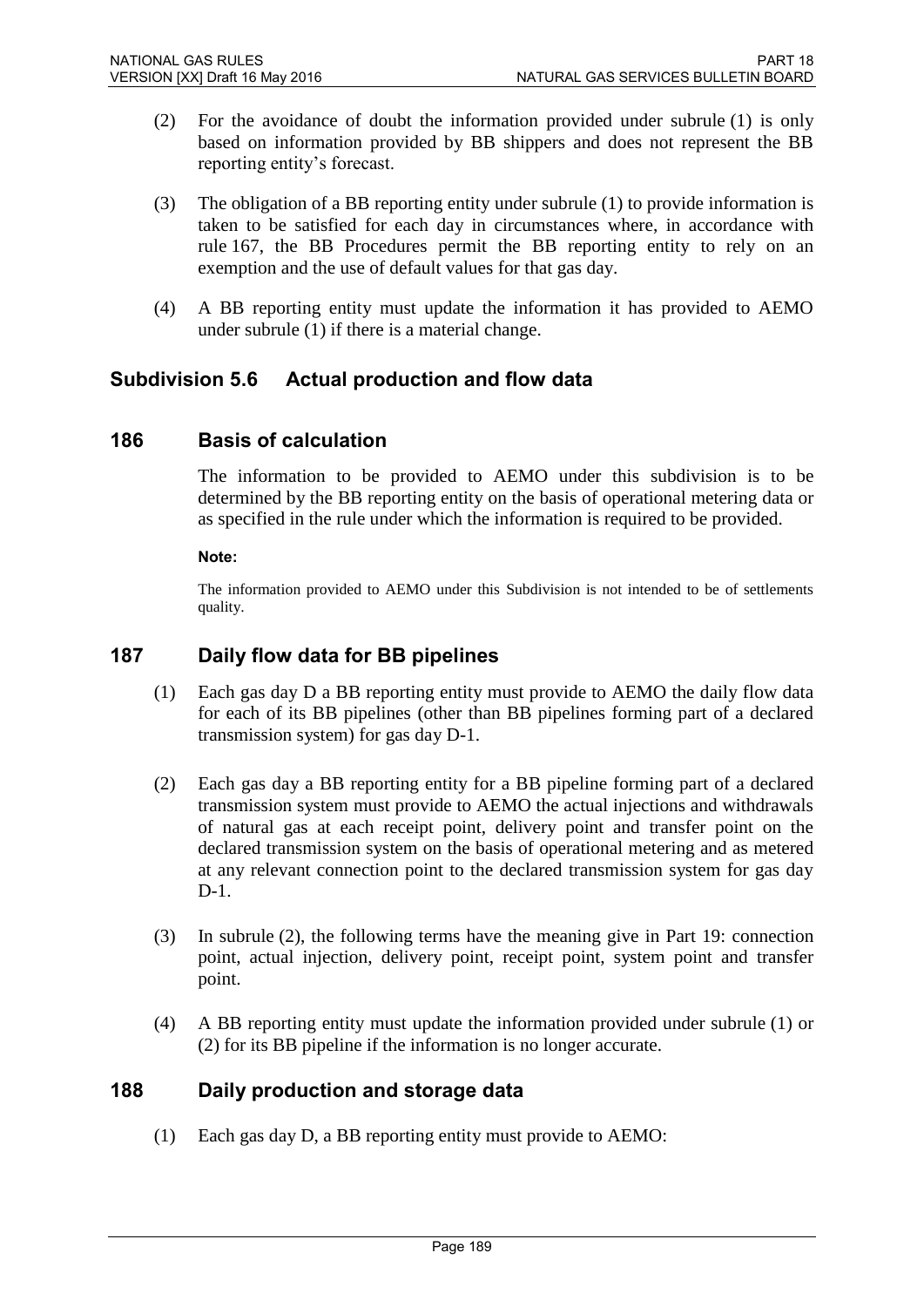(2) For the avoidance of doubt the information provided under subrule (1) is only based on information provided by BB shippers and does not represent the BB reporting entity's forecast.

(3) The obligation of a BB reporting entity under subrule (1) to provide information is taken to be satisfied for each day in circumstances where, in accordance with rule 167, the BB Procedures permit the BB reporting entity to rely on an exemption and the use of default values for that gas day.

(4) A BB reporting entity must update the information it has provided to AEMO under subrule (1) if there is a material change.

## Subdivision 5.6 Actual production and flow data

## 186 Basis of calculation

The information to be provided to AEMO under this subdivision is to be determined by the BB reporting entity on the basis of operational metering data or as specified in the rule under which the information is required to be provided.

**Note:**

The information provided to AEMO under this Subdivision is not intended to be of settlements quality.

## 187 Daily flow data for BB pipelines

(1) Each gas day D a BB reporting entity must provide to AEMO the daily flow data for each of its BB pipelines (other than BB pipelines forming part of a declared transmission system) for gas day D-1.

(2) Each gas day a BB reporting entity for a BB pipeline forming part of a declared transmission system must provide to AEMO the actual injections and withdrawals of natural gas at each receipt point, delivery point and transfer point on the declared transmission system on the basis of operational metering and as metered at any relevant connection point to the declared transmission system for gas day D-1.

(3) In subrule (2), the following terms have the meaning give in Part 19: connection point, actual injection, delivery point, receipt point, system point and transfer point.

(4) A BB reporting entity must update the information provided under subrule (1) or (2) for its BB pipeline if the information is no longer accurate.

## 188 Daily production and storage data

(1) Each gas day D, a BB reporting entity must provide to AEMO: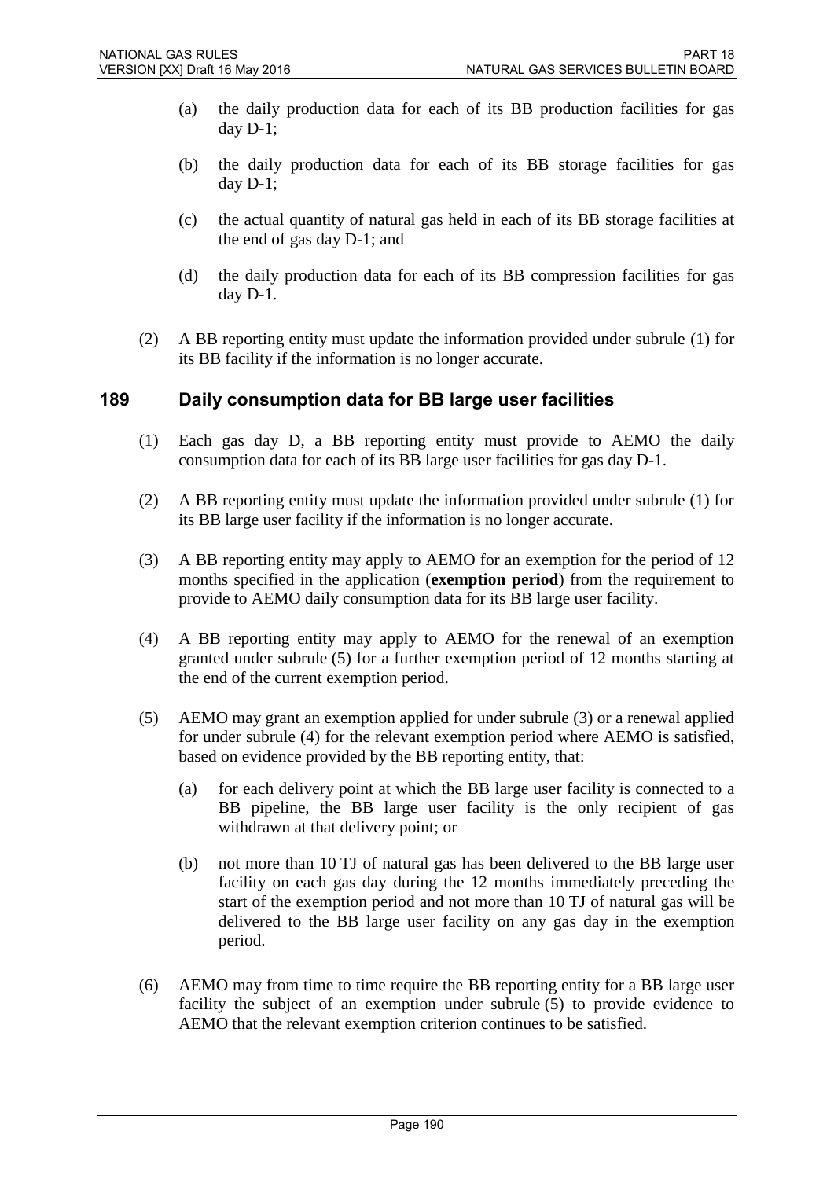(a) the daily production data for each of its BB production facilities for gas day D-1;

(b) the daily production data for each of its BB storage facilities for gas day D-1;

(c) the actual quantity of natural gas held in each of its BB storage facilities at the end of gas day D-1; and

(d) the daily production data for each of its BB compression facilities for gas day D-1.

(2) A BB reporting entity must update the information provided under subrule (1) for its BB facility if the information is no longer accurate.

## 189 Daily consumption data for BB large user facilities

(1) Each gas day D, a BB reporting entity must provide to AEMO the daily consumption data for each of its BB large user facilities for gas day D-1.

(2) A BB reporting entity must update the information provided under subrule (1) for its BB large user facility if the information is no longer accurate.

(3) A BB reporting entity may apply to AEMO for an exemption for the period of 12 months specified in the application (**exemption period**) from the requirement to provide to AEMO daily consumption data for its BB large user facility.

(4) A BB reporting entity may apply to AEMO for the renewal of an exemption granted under subrule (5) for a further exemption period of 12 months starting at the end of the current exemption period.

(5) AEMO may grant an exemption applied for under subrule (3) or a renewal applied for under subrule (4) for the relevant exemption period where AEMO is satisfied, based on evidence provided by the BB reporting entity, that:

(a) for each delivery point at which the BB large user facility is connected to a BB pipeline, the BB large user facility is the only recipient of gas withdrawn at that delivery point; or

(b) not more than 10 TJ of natural gas has been delivered to the BB large user facility on each gas day during the 12 months immediately preceding the start of the exemption period and not more than 10 TJ of natural gas will be delivered to the BB large user facility on any gas day in the exemption period.

(6) AEMO may from time to time require the BB reporting entity for a BB large user facility the subject of an exemption under subrule (5) to provide evidence to AEMO that the relevant exemption criterion continues to be satisfied.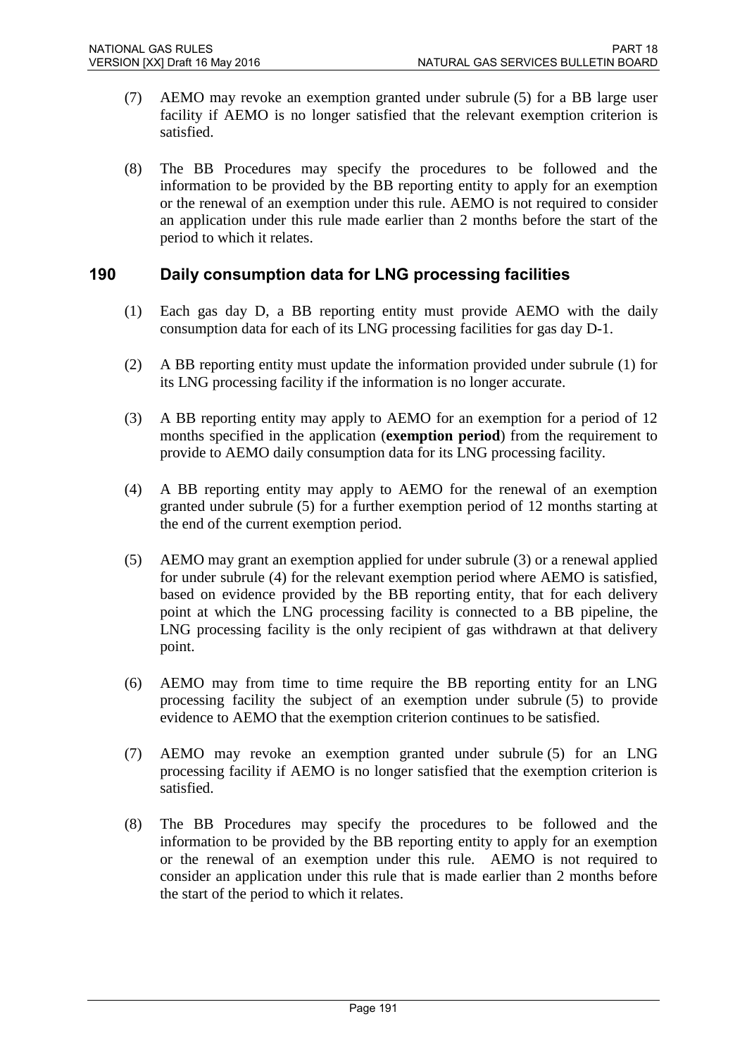(7) AEMO may revoke an exemption granted under subrule (5) for a BB large user facility if AEMO is no longer satisfied that the relevant exemption criterion is satisfied.

(8) The BB Procedures may specify the procedures to be followed and the information to be provided by the BB reporting entity to apply for an exemption or the renewal of an exemption under this rule. AEMO is not required to consider an application under this rule made earlier than 2 months before the start of the period to which it relates.

## 190 Daily consumption data for LNG processing facilities

(1) Each gas day D, a BB reporting entity must provide AEMO with the daily consumption data for each of its LNG processing facilities for gas day D-1.

(2) A BB reporting entity must update the information provided under subrule (1) for its LNG processing facility if the information is no longer accurate.

(3) A BB reporting entity may apply to AEMO for an exemption for a period of 12 months specified in the application (**exemption period**) from the requirement to provide to AEMO daily consumption data for its LNG processing facility.

(4) A BB reporting entity may apply to AEMO for the renewal of an exemption granted under subrule (5) for a further exemption period of 12 months starting at the end of the current exemption period.

(5) AEMO may grant an exemption applied for under subrule (3) or a renewal applied for under subrule (4) for the relevant exemption period where AEMO is satisfied, based on evidence provided by the BB reporting entity, that for each delivery point at which the LNG processing facility is connected to a BB pipeline, the LNG processing facility is the only recipient of gas withdrawn at that delivery point.

(6) AEMO may from time to time require the BB reporting entity for an LNG processing facility the subject of an exemption under subrule (5) to provide evidence to AEMO that the exemption criterion continues to be satisfied.

(7) AEMO may revoke an exemption granted under subrule (5) for an LNG processing facility if AEMO is no longer satisfied that the exemption criterion is satisfied.

(8) The BB Procedures may specify the procedures to be followed and the information to be provided by the BB reporting entity to apply for an exemption or the renewal of an exemption under this rule. AEMO is not required to consider an application under this rule that is made earlier than 2 months before the start of the period to which it relates.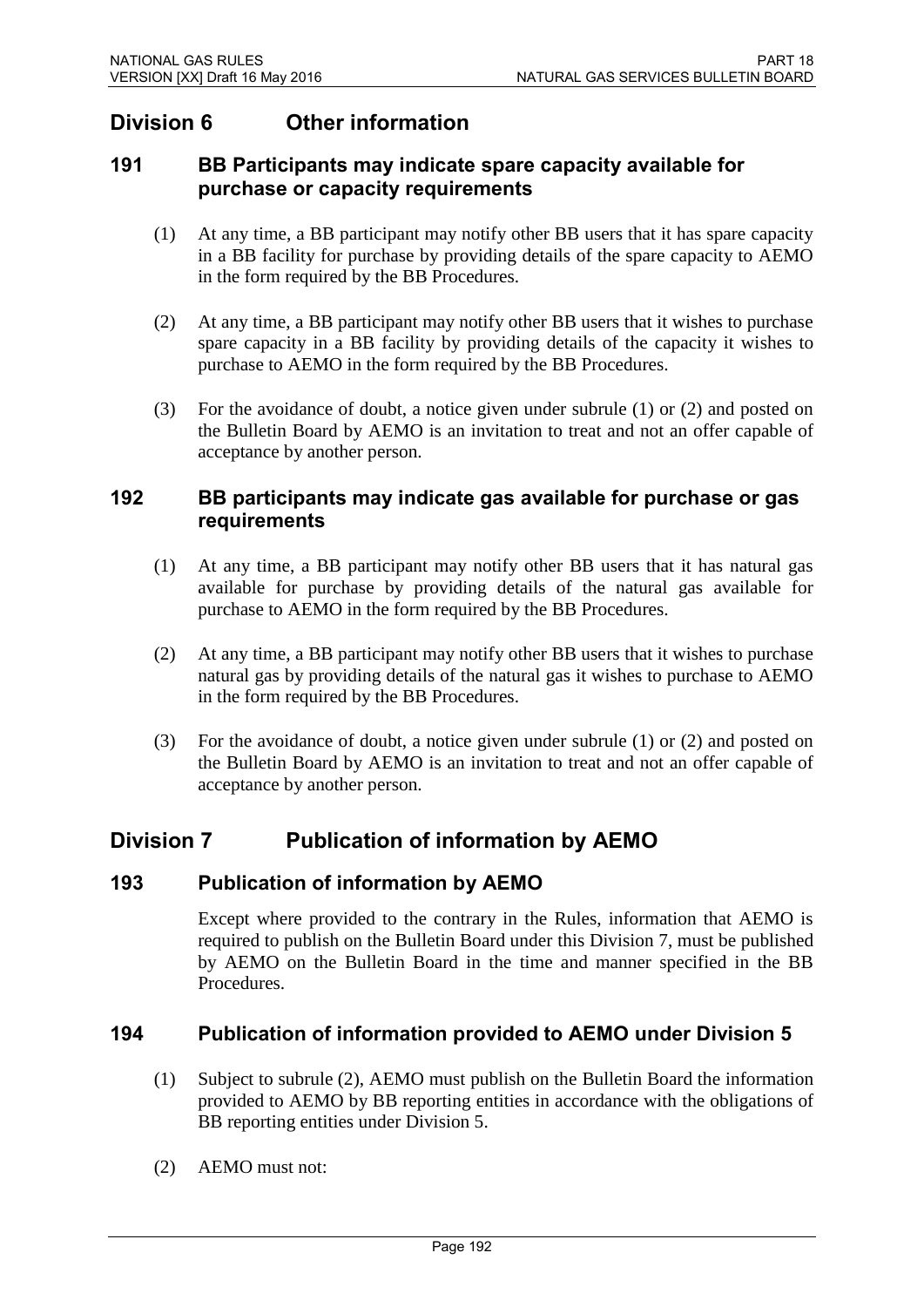## Division 6 Other information

### 191 BB Participants may indicate spare capacity available for purchase or capacity requirements

(1) At any time, a BB participant may notify other BB users that it has spare capacity in a BB facility for purchase by providing details of the spare capacity to AEMO in the form required by the BB Procedures.

(2) At any time, a BB participant may notify other BB users that it wishes to purchase spare capacity in a BB facility by providing details of the capacity it wishes to purchase to AEMO in the form required by the BB Procedures.

(3) For the avoidance of doubt, a notice given under subrule (1) or (2) and posted on the Bulletin Board by AEMO is an invitation to treat and not an offer capable of acceptance by another person.

### 192 BB participants may indicate gas available for purchase or gas requirements

(1) At any time, a BB participant may notify other BB users that it has natural gas available for purchase by providing details of the natural gas available for purchase to AEMO in the form required by the BB Procedures.

(2) At any time, a BB participant may notify other BB users that it wishes to purchase natural gas by providing details of the natural gas it wishes to purchase to AEMO in the form required by the BB Procedures.

(3) For the avoidance of doubt, a notice given under subrule (1) or (2) and posted on the Bulletin Board by AEMO is an invitation to treat and not an offer capable of acceptance by another person.

## Division 7 Publication of information by AEMO

### 193 Publication of information by AEMO

Except where provided to the contrary in the Rules, information that AEMO is required to publish on the Bulletin Board under this Division 7, must be published by AEMO on the Bulletin Board in the time and manner specified in the BB Procedures.

### 194 Publication of information provided to AEMO under Division 5

(1) Subject to subrule (2), AEMO must publish on the Bulletin Board the information provided to AEMO by BB reporting entities in accordance with the obligations of BB reporting entities under Division 5.

(2) AEMO must not: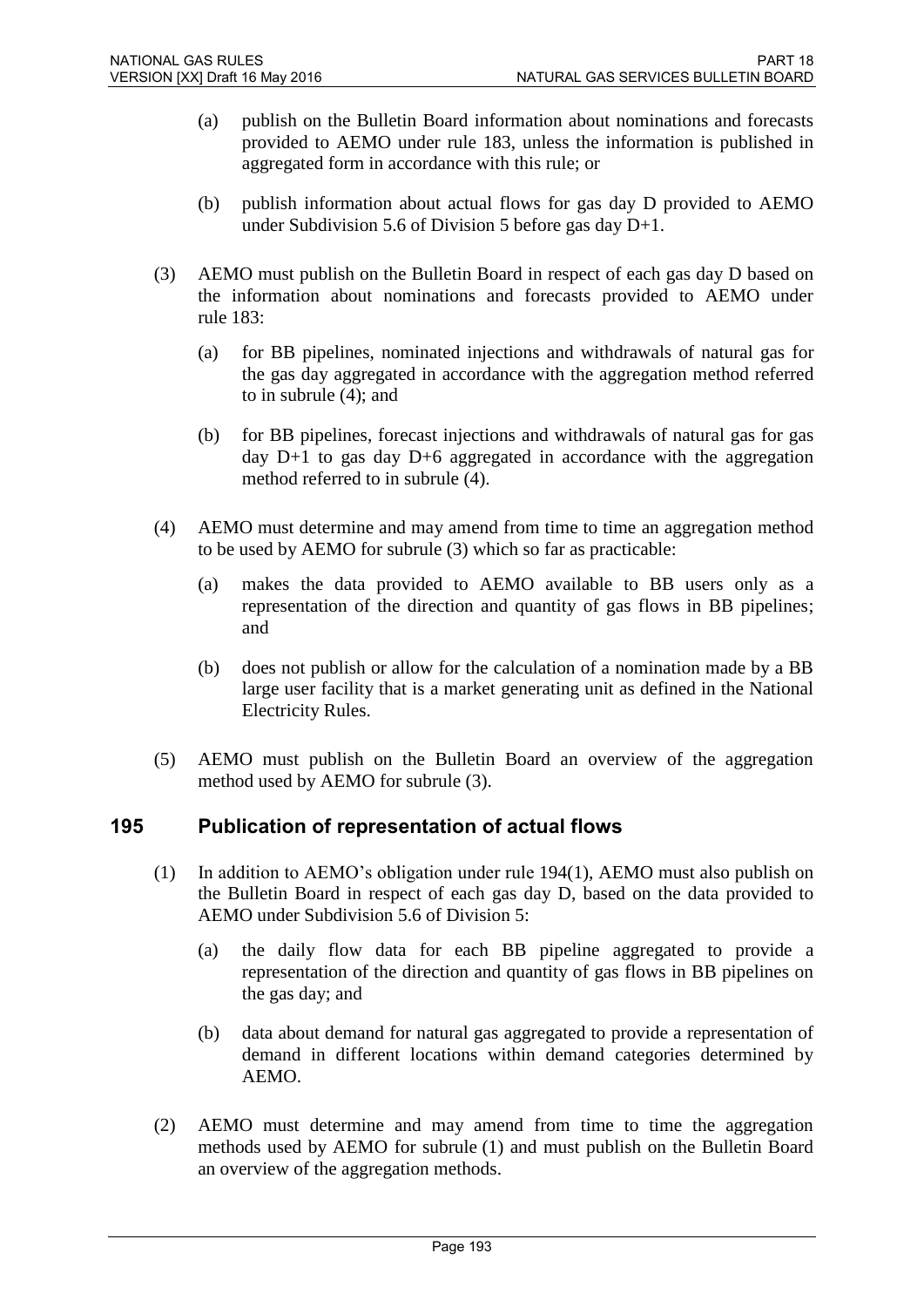(a) publish on the Bulletin Board information about nominations and forecasts provided to AEMO under rule 183, unless the information is published in aggregated form in accordance with this rule; or

(b) publish information about actual flows for gas day D provided to AEMO under Subdivision 5.6 of Division 5 before gas day D+1.

(3) AEMO must publish on the Bulletin Board in respect of each gas day D based on the information about nominations and forecasts provided to AEMO under rule 183:

(a) for BB pipelines, nominated injections and withdrawals of natural gas for the gas day aggregated in accordance with the aggregation method referred to in subrule (4); and

(b) for BB pipelines, forecast injections and withdrawals of natural gas for gas day D+1 to gas day D+6 aggregated in accordance with the aggregation method referred to in subrule (4).

(4) AEMO must determine and may amend from time to time an aggregation method to be used by AEMO for subrule (3) which so far as practicable:

(a) makes the data provided to AEMO available to BB users only as a representation of the direction and quantity of gas flows in BB pipelines; and

(b) does not publish or allow for the calculation of a nomination made by a BB large user facility that is a market generating unit as defined in the National Electricity Rules.

(5) AEMO must publish on the Bulletin Board an overview of the aggregation method used by AEMO for subrule (3).

## 195 Publication of representation of actual flows

(1) In addition to AEMO's obligation under rule 194(1), AEMO must also publish on the Bulletin Board in respect of each gas day D, based on the data provided to AEMO under Subdivision 5.6 of Division 5:

(a) the daily flow data for each BB pipeline aggregated to provide a representation of the direction and quantity of gas flows in BB pipelines on the gas day; and

(b) data about demand for natural gas aggregated to provide a representation of demand in different locations within demand categories determined by AEMO.

(2) AEMO must determine and may amend from time to time the aggregation methods used by AEMO for subrule (1) and must publish on the Bulletin Board an overview of the aggregation methods.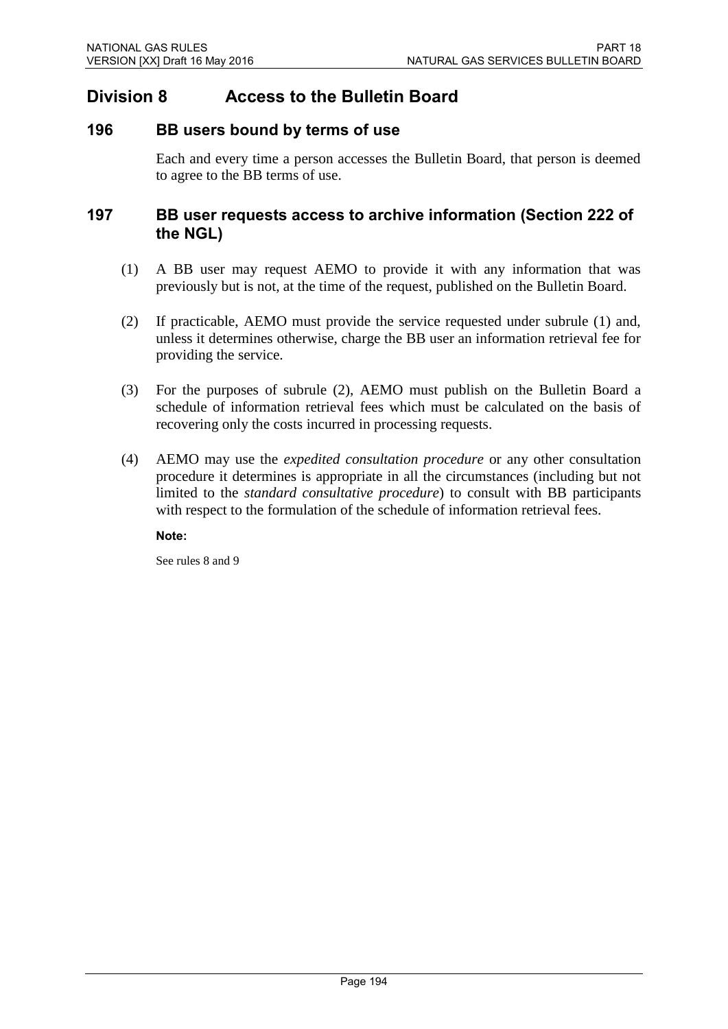## Division 8 Access to the Bulletin Board

### 196 BB users bound by terms of use

Each and every time a person accesses the Bulletin Board, that person is deemed to agree to the BB terms of use.

### 197 BB user requests access to archive information (Section 222 of the NGL)

(1) A BB user may request AEMO to provide it with any information that was previously but is not, at the time of the request, published on the Bulletin Board.

(2) If practicable, AEMO must provide the service requested under subrule (1) and, unless it determines otherwise, charge the BB user an information retrieval fee for providing the service.

(3) For the purposes of subrule (2), AEMO must publish on the Bulletin Board a schedule of information retrieval fees which must be calculated on the basis of recovering only the costs incurred in processing requests.

(4) AEMO may use the *expedited consultation procedure* or any other consultation procedure it determines is appropriate in all the circumstances (including but not limited to the *standard consultative procedure*) to consult with BB participants with respect to the formulation of the schedule of information retrieval fees.

**Note:**

See rules 8 and 9